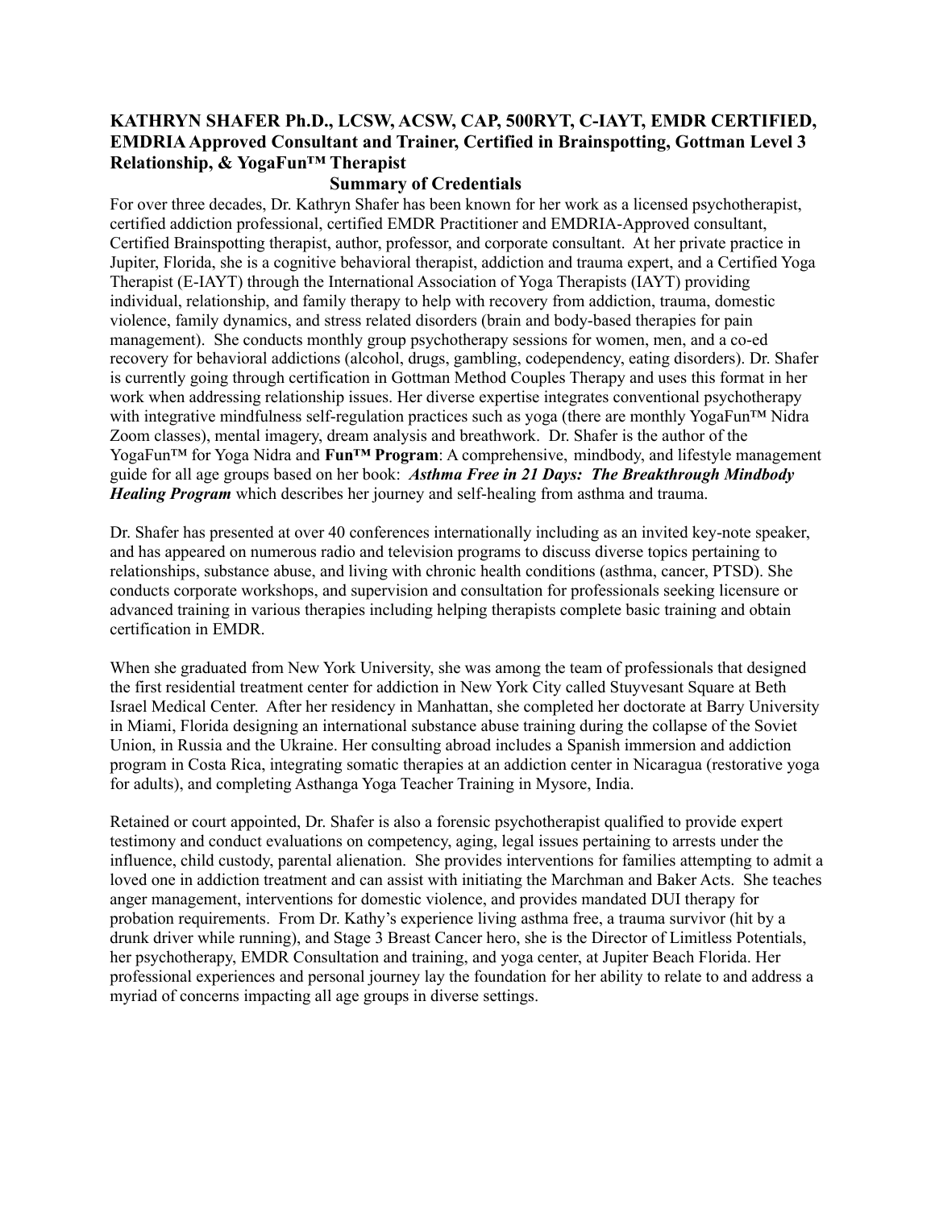**KATHRYN SHAFER Ph.D., LCSW, ACSW, CAP, 500RYT, C-IAYT, EMDR CERTIFIED, EMDRIA Approved Consultant and Trainer, Certified in Brainspotting, Gottman Level 3 Relationship, & YogaFun™ Therapist**

## Summary of Credentials

For over three decades, Dr. Kathryn Shafer has been known for her work as a licensed psychotherapist, certified addiction professional, certified EMDR Practitioner and EMDRIA-Approved consultant, Certified Brainspotting therapist, author, professor, and corporate consultant. At her private practice in Jupiter, Florida, she is a cognitive behavioral therapist, addiction and trauma expert, and a Certified Yoga Therapist (E-IAYT) through the International Association of Yoga Therapists (IAYT) providing individual, relationship, and family therapy to help with recovery from addiction, trauma, domestic violence, family dynamics, and stress related disorders (brain and body-based therapies for pain management). She conducts monthly group psychotherapy sessions for women, men, and a co-ed recovery for behavioral addictions (alcohol, drugs, gambling, codependency, eating disorders). Dr. Shafer is currently going through certification in Gottman Method Couples Therapy and uses this format in her work when addressing relationship issues. Her diverse expertise integrates conventional psychotherapy with integrative mindfulness self-regulation practices such as yoga (there are monthly YogaFun™ Nidra Zoom classes), mental imagery, dream analysis and breathwork. Dr. Shafer is the author of the YogaFun™ for Yoga Nidra and **Fun™ Program**: A comprehensive, mindbody, and lifestyle management guide for all age groups based on her book: ***Asthma Free in 21 Days: The Breakthrough Mindbody Healing Program*** which describes her journey and self-healing from asthma and trauma.

Dr. Shafer has presented at over 40 conferences internationally including as an invited key-note speaker, and has appeared on numerous radio and television programs to discuss diverse topics pertaining to relationships, substance abuse, and living with chronic health conditions (asthma, cancer, PTSD). She conducts corporate workshops, and supervision and consultation for professionals seeking licensure or advanced training in various therapies including helping therapists complete basic training and obtain certification in EMDR.

When she graduated from New York University, she was among the team of professionals that designed the first residential treatment center for addiction in New York City called Stuyvesant Square at Beth Israel Medical Center. After her residency in Manhattan, she completed her doctorate at Barry University in Miami, Florida designing an international substance abuse training during the collapse of the Soviet Union, in Russia and the Ukraine. Her consulting abroad includes a Spanish immersion and addiction program in Costa Rica, integrating somatic therapies at an addiction center in Nicaragua (restorative yoga for adults), and completing Asthanga Yoga Teacher Training in Mysore, India.

Retained or court appointed, Dr. Shafer is also a forensic psychotherapist qualified to provide expert testimony and conduct evaluations on competency, aging, legal issues pertaining to arrests under the influence, child custody, parental alienation. She provides interventions for families attempting to admit a loved one in addiction treatment and can assist with initiating the Marchman and Baker Acts. She teaches anger management, interventions for domestic violence, and provides mandated DUI therapy for probation requirements. From Dr. Kathy's experience living asthma free, a trauma survivor (hit by a drunk driver while running), and Stage 3 Breast Cancer hero, she is the Director of Limitless Potentials, her psychotherapy, EMDR Consultation and training, and yoga center, at Jupiter Beach Florida. Her professional experiences and personal journey lay the foundation for her ability to relate to and address a myriad of concerns impacting all age groups in diverse settings.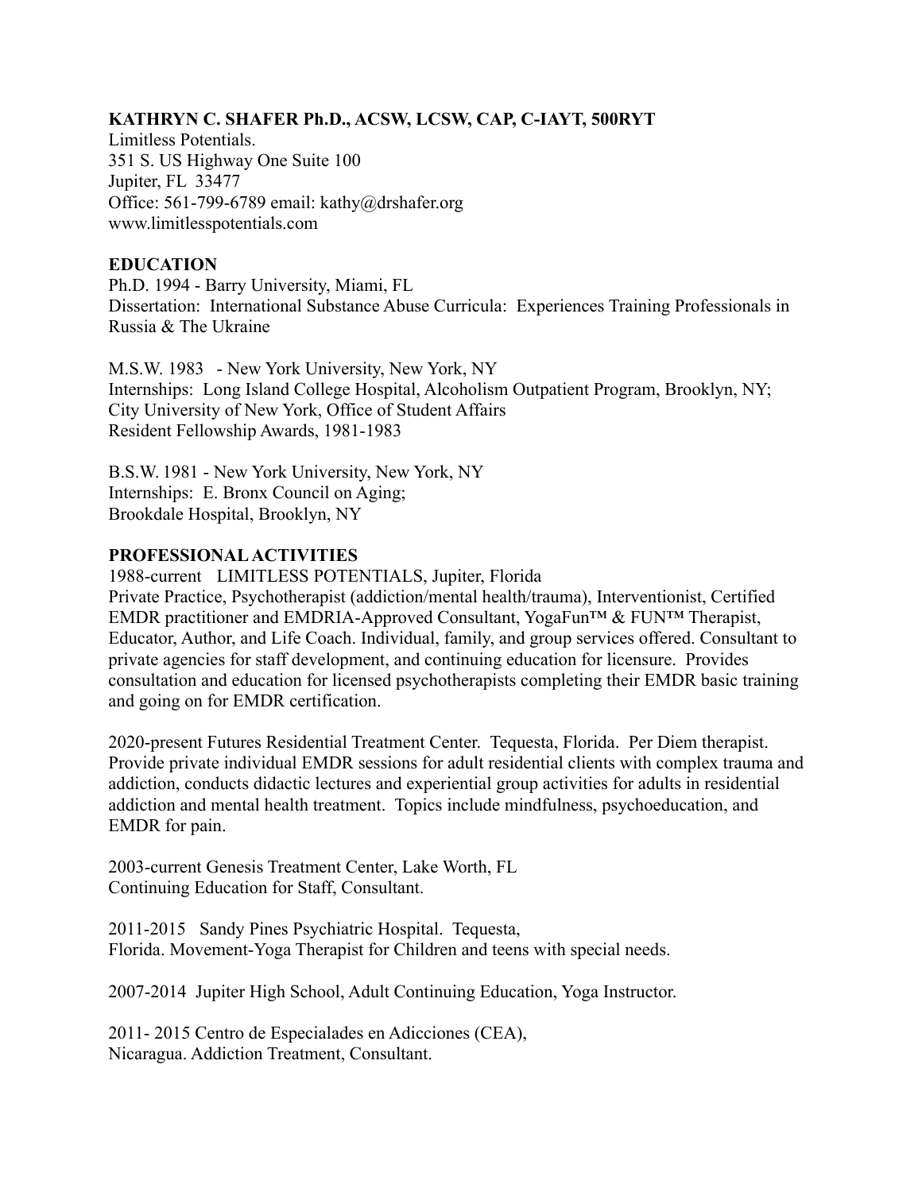**KATHRYN C. SHAFER Ph.D., ACSW, LCSW, CAP, C-IAYT, 500RYT**
Limitless Potentials.
351 S. US Highway One Suite 100
Jupiter, FL 33477
Office: 561-799-6789 email: kathy@drshafer.org
www.limitlesspotentials.com

**EDUCATION**

Ph.D. 1994 - Barry University, Miami, FL
Dissertation: International Substance Abuse Curricula: Experiences Training Professionals in Russia & The Ukraine

M.S.W. 1983 - New York University, New York, NY
Internships: Long Island College Hospital, Alcoholism Outpatient Program, Brooklyn, NY; City University of New York, Office of Student Affairs
Resident Fellowship Awards, 1981-1983

B.S.W. 1981 - New York University, New York, NY
Internships: E. Bronx Council on Aging;
Brookdale Hospital, Brooklyn, NY

**PROFESSIONAL ACTIVITIES**

1988-current LIMITLESS POTENTIALS, Jupiter, Florida
Private Practice, Psychotherapist (addiction/mental health/trauma), Interventionist, Certified EMDR practitioner and EMDRIA-Approved Consultant, YogaFun™ & FUN™ Therapist, Educator, Author, and Life Coach. Individual, family, and group services offered. Consultant to private agencies for staff development, and continuing education for licensure. Provides consultation and education for licensed psychotherapists completing their EMDR basic training and going on for EMDR certification.

2020-present Futures Residential Treatment Center. Tequesta, Florida. Per Diem therapist. Provide private individual EMDR sessions for adult residential clients with complex trauma and addiction, conducts didactic lectures and experiential group activities for adults in residential addiction and mental health treatment. Topics include mindfulness, psychoeducation, and EMDR for pain.

2003-current Genesis Treatment Center, Lake Worth, FL
Continuing Education for Staff, Consultant.

2011-2015 Sandy Pines Psychiatric Hospital. Tequesta, Florida. Movement-Yoga Therapist for Children and teens with special needs.

2007-2014 Jupiter High School, Adult Continuing Education, Yoga Instructor.

2011- 2015 Centro de Especialades en Adicciones (CEA), Nicaragua. Addiction Treatment, Consultant.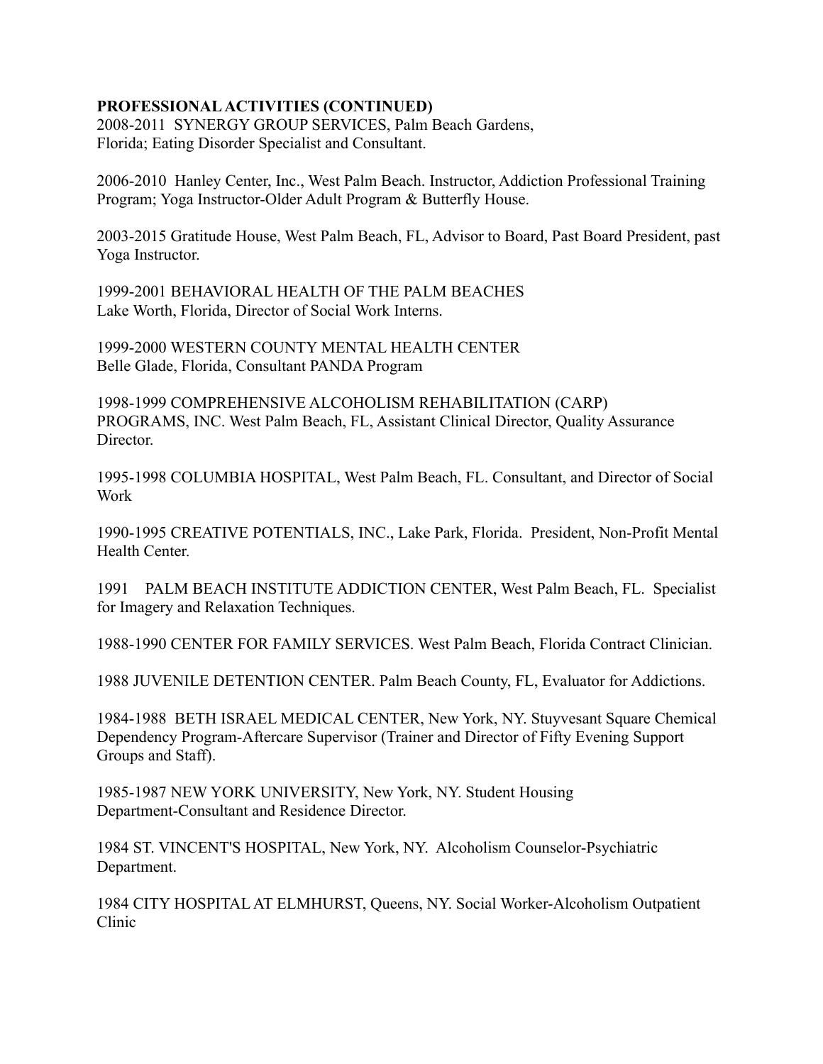**PROFESSIONAL ACTIVITIES (CONTINUED)**

2008-2011 SYNERGY GROUP SERVICES, Palm Beach Gardens, Florida; Eating Disorder Specialist and Consultant.

2006-2010 Hanley Center, Inc., West Palm Beach. Instructor, Addiction Professional Training Program; Yoga Instructor-Older Adult Program & Butterfly House.

2003-2015 Gratitude House, West Palm Beach, FL, Advisor to Board, Past Board President, past Yoga Instructor.

1999-2001 BEHAVIORAL HEALTH OF THE PALM BEACHES Lake Worth, Florida, Director of Social Work Interns.

1999-2000 WESTERN COUNTY MENTAL HEALTH CENTER Belle Glade, Florida, Consultant PANDA Program

1998-1999 COMPREHENSIVE ALCOHOLISM REHABILITATION (CARP) PROGRAMS, INC. West Palm Beach, FL, Assistant Clinical Director, Quality Assurance Director.

1995-1998 COLUMBIA HOSPITAL, West Palm Beach, FL. Consultant, and Director of Social Work

1990-1995 CREATIVE POTENTIALS, INC., Lake Park, Florida. President, Non-Profit Mental Health Center.

1991 PALM BEACH INSTITUTE ADDICTION CENTER, West Palm Beach, FL. Specialist for Imagery and Relaxation Techniques.

1988-1990 CENTER FOR FAMILY SERVICES. West Palm Beach, Florida Contract Clinician.

1988 JUVENILE DETENTION CENTER. Palm Beach County, FL, Evaluator for Addictions.

1984-1988 BETH ISRAEL MEDICAL CENTER, New York, NY. Stuyvesant Square Chemical Dependency Program-Aftercare Supervisor (Trainer and Director of Fifty Evening Support Groups and Staff).

1985-1987 NEW YORK UNIVERSITY, New York, NY. Student Housing Department-Consultant and Residence Director.

1984 ST. VINCENT'S HOSPITAL, New York, NY. Alcoholism Counselor-Psychiatric Department.

1984 CITY HOSPITAL AT ELMHURST, Queens, NY. Social Worker-Alcoholism Outpatient Clinic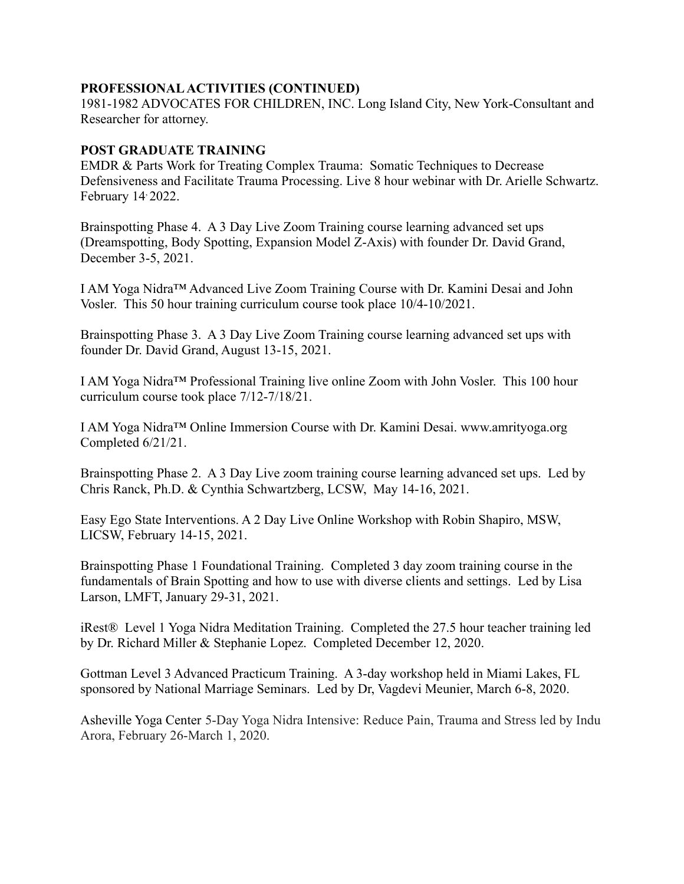**PROFESSIONAL ACTIVITIES (CONTINUED)**
1981-1982 ADVOCATES FOR CHILDREN, INC. Long Island City, New York-Consultant and Researcher for attorney.

**POST GRADUATE TRAINING**
EMDR & Parts Work for Treating Complex Trauma: Somatic Techniques to Decrease Defensiveness and Facilitate Trauma Processing. Live 8 hour webinar with Dr. Arielle Schwartz. February 14, 2022.

Brainspotting Phase 4. A 3 Day Live Zoom Training course learning advanced set ups (Dreamspotting, Body Spotting, Expansion Model Z-Axis) with founder Dr. David Grand, December 3-5, 2021.

I AM Yoga Nidra™ Advanced Live Zoom Training Course with Dr. Kamini Desai and John Vosler. This 50 hour training curriculum course took place 10/4-10/2021.

Brainspotting Phase 3. A 3 Day Live Zoom Training course learning advanced set ups with founder Dr. David Grand, August 13-15, 2021.

I AM Yoga Nidra™ Professional Training live online Zoom with John Vosler. This 100 hour curriculum course took place 7/12-7/18/21.

I AM Yoga Nidra™ Online Immersion Course with Dr. Kamini Desai. www.amrityoga.org Completed 6/21/21.

Brainspotting Phase 2. A 3 Day Live zoom training course learning advanced set ups. Led by Chris Ranck, Ph.D. & Cynthia Schwartzberg, LCSW, May 14-16, 2021.

Easy Ego State Interventions. A 2 Day Live Online Workshop with Robin Shapiro, MSW, LICSW, February 14-15, 2021.

Brainspotting Phase 1 Foundational Training. Completed 3 day zoom training course in the fundamentals of Brain Spotting and how to use with diverse clients and settings. Led by Lisa Larson, LMFT, January 29-31, 2021.

iRest® Level 1 Yoga Nidra Meditation Training. Completed the 27.5 hour teacher training led by Dr. Richard Miller & Stephanie Lopez. Completed December 12, 2020.

Gottman Level 3 Advanced Practicum Training. A 3-day workshop held in Miami Lakes, FL sponsored by National Marriage Seminars. Led by Dr, Vagdevi Meunier, March 6-8, 2020.

Asheville Yoga Center 5-Day Yoga Nidra Intensive: Reduce Pain, Trauma and Stress led by Indu Arora, February 26-March 1, 2020.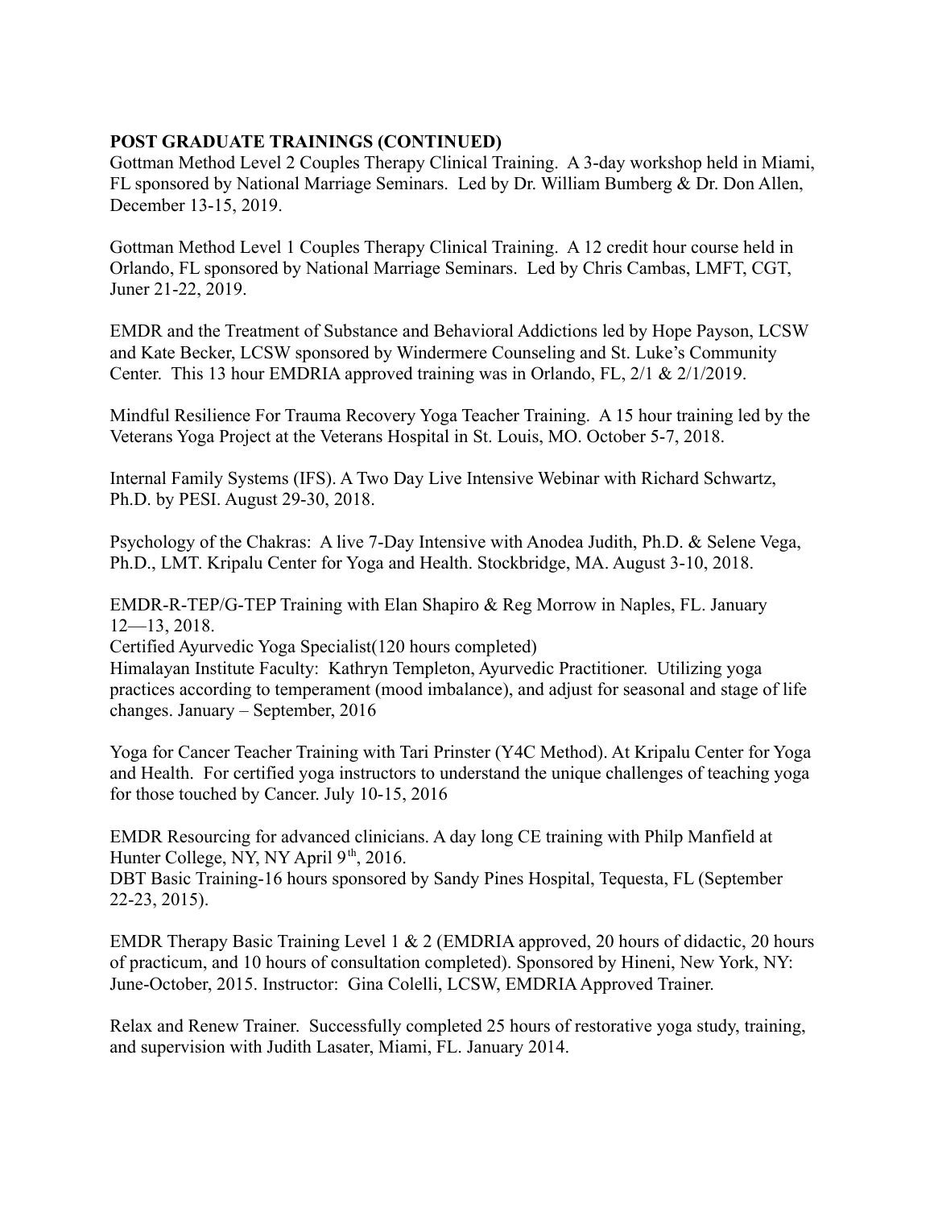**POST GRADUATE TRAININGS (CONTINUED)**

Gottman Method Level 2 Couples Therapy Clinical Training. A 3-day workshop held in Miami, FL sponsored by National Marriage Seminars. Led by Dr. William Bumberg & Dr. Don Allen, December 13-15, 2019.

Gottman Method Level 1 Couples Therapy Clinical Training. A 12 credit hour course held in Orlando, FL sponsored by National Marriage Seminars. Led by Chris Cambas, LMFT, CGT, Juner 21-22, 2019.

EMDR and the Treatment of Substance and Behavioral Addictions led by Hope Payson, LCSW and Kate Becker, LCSW sponsored by Windermere Counseling and St. Luke's Community Center. This 13 hour EMDRIA approved training was in Orlando, FL, 2/1 & 2/1/2019.

Mindful Resilience For Trauma Recovery Yoga Teacher Training. A 15 hour training led by the Veterans Yoga Project at the Veterans Hospital in St. Louis, MO. October 5-7, 2018.

Internal Family Systems (IFS). A Two Day Live Intensive Webinar with Richard Schwartz, Ph.D. by PESI. August 29-30, 2018.

Psychology of the Chakras: A live 7-Day Intensive with Anodea Judith, Ph.D. & Selene Vega, Ph.D., LMT. Kripalu Center for Yoga and Health. Stockbridge, MA. August 3-10, 2018.

EMDR-R-TEP/G-TEP Training with Elan Shapiro & Reg Morrow in Naples, FL. January 12—13, 2018.
Certified Ayurvedic Yoga Specialist(120 hours completed)
Himalayan Institute Faculty: Kathryn Templeton, Ayurvedic Practitioner. Utilizing yoga practices according to temperament (mood imbalance), and adjust for seasonal and stage of life changes. January – September, 2016

Yoga for Cancer Teacher Training with Tari Prinster (Y4C Method). At Kripalu Center for Yoga and Health. For certified yoga instructors to understand the unique challenges of teaching yoga for those touched by Cancer. July 10-15, 2016

EMDR Resourcing for advanced clinicians. A day long CE training with Philp Manfield at Hunter College, NY, NY April 9th, 2016.
DBT Basic Training-16 hours sponsored by Sandy Pines Hospital, Tequesta, FL (September 22-23, 2015).

EMDR Therapy Basic Training Level 1 & 2 (EMDRIA approved, 20 hours of didactic, 20 hours of practicum, and 10 hours of consultation completed). Sponsored by Hineni, New York, NY: June-October, 2015. Instructor: Gina Colelli, LCSW, EMDRIA Approved Trainer.

Relax and Renew Trainer. Successfully completed 25 hours of restorative yoga study, training, and supervision with Judith Lasater, Miami, FL. January 2014.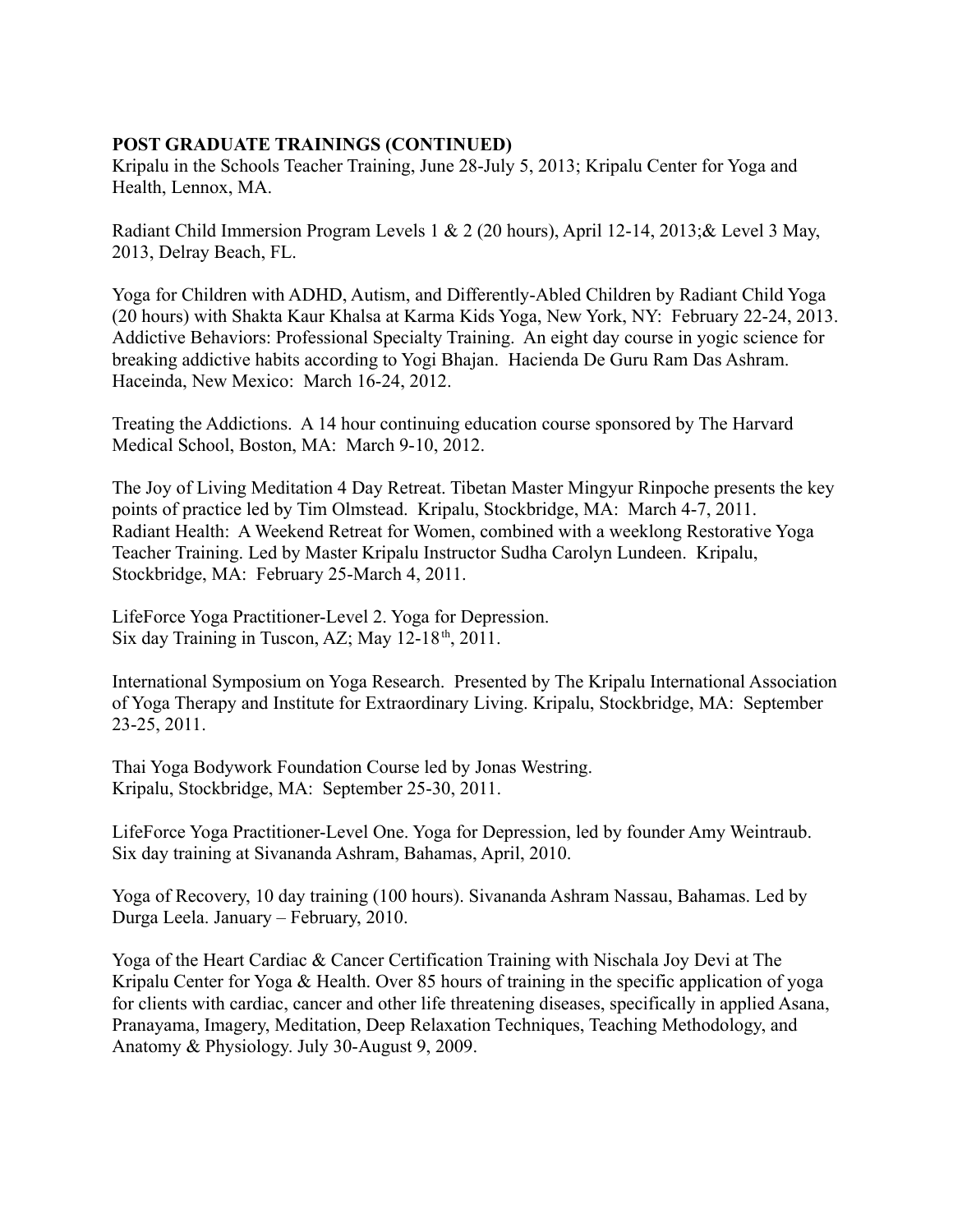**POST GRADUATE TRAININGS (CONTINUED)**

Kripalu in the Schools Teacher Training, June 28-July 5, 2013; Kripalu Center for Yoga and Health, Lennox, MA.

Radiant Child Immersion Program Levels 1 & 2 (20 hours), April 12-14, 2013;& Level 3 May, 2013, Delray Beach, FL.

Yoga for Children with ADHD, Autism, and Differently-Abled Children by Radiant Child Yoga (20 hours) with Shakta Kaur Khalsa at Karma Kids Yoga, New York, NY: February 22-24, 2013.
Addictive Behaviors: Professional Specialty Training. An eight day course in yogic science for breaking addictive habits according to Yogi Bhajan. Hacienda De Guru Ram Das Ashram. Haceinda, New Mexico: March 16-24, 2012.

Treating the Addictions. A 14 hour continuing education course sponsored by The Harvard Medical School, Boston, MA: March 9-10, 2012.

The Joy of Living Meditation 4 Day Retreat. Tibetan Master Mingyur Rinpoche presents the key points of practice led by Tim Olmstead. Kripalu, Stockbridge, MA: March 4-7, 2011.
Radiant Health: A Weekend Retreat for Women, combined with a weeklong Restorative Yoga Teacher Training. Led by Master Kripalu Instructor Sudha Carolyn Lundeen. Kripalu, Stockbridge, MA: February 25-March 4, 2011.

LifeForce Yoga Practitioner-Level 2. Yoga for Depression.
Six day Training in Tuscon, AZ; May 12-18th, 2011.

International Symposium on Yoga Research. Presented by The Kripalu International Association of Yoga Therapy and Institute for Extraordinary Living. Kripalu, Stockbridge, MA: September 23-25, 2011.

Thai Yoga Bodywork Foundation Course led by Jonas Westring.
Kripalu, Stockbridge, MA: September 25-30, 2011.

LifeForce Yoga Practitioner-Level One. Yoga for Depression, led by founder Amy Weintraub. Six day training at Sivananda Ashram, Bahamas, April, 2010.

Yoga of Recovery, 10 day training (100 hours). Sivananda Ashram Nassau, Bahamas. Led by Durga Leela. January – February, 2010.

Yoga of the Heart Cardiac & Cancer Certification Training with Nischala Joy Devi at The Kripalu Center for Yoga & Health. Over 85 hours of training in the specific application of yoga for clients with cardiac, cancer and other life threatening diseases, specifically in applied Asana, Pranayama, Imagery, Meditation, Deep Relaxation Techniques, Teaching Methodology, and Anatomy & Physiology. July 30-August 9, 2009.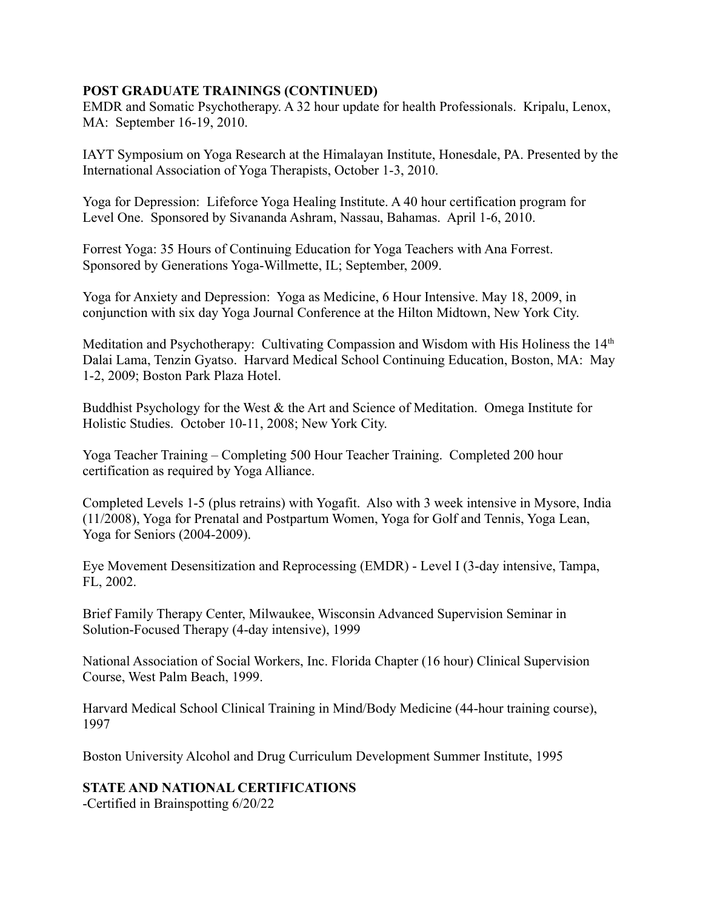**POST GRADUATE TRAININGS (CONTINUED)**
EMDR and Somatic Psychotherapy. A 32 hour update for health Professionals. Kripalu, Lenox, MA: September 16-19, 2010.

IAYT Symposium on Yoga Research at the Himalayan Institute, Honesdale, PA. Presented by the International Association of Yoga Therapists, October 1-3, 2010.

Yoga for Depression: Lifeforce Yoga Healing Institute. A 40 hour certification program for Level One. Sponsored by Sivananda Ashram, Nassau, Bahamas. April 1-6, 2010.

Forrest Yoga: 35 Hours of Continuing Education for Yoga Teachers with Ana Forrest. Sponsored by Generations Yoga-Willmette, IL; September, 2009.

Yoga for Anxiety and Depression: Yoga as Medicine, 6 Hour Intensive. May 18, 2009, in conjunction with six day Yoga Journal Conference at the Hilton Midtown, New York City.

Meditation and Psychotherapy: Cultivating Compassion and Wisdom with His Holiness the 14th Dalai Lama, Tenzin Gyatso. Harvard Medical School Continuing Education, Boston, MA: May 1-2, 2009; Boston Park Plaza Hotel.

Buddhist Psychology for the West & the Art and Science of Meditation. Omega Institute for Holistic Studies. October 10-11, 2008; New York City.

Yoga Teacher Training – Completing 500 Hour Teacher Training. Completed 200 hour certification as required by Yoga Alliance.

Completed Levels 1-5 (plus retrains) with Yogafit. Also with 3 week intensive in Mysore, India (11/2008), Yoga for Prenatal and Postpartum Women, Yoga for Golf and Tennis, Yoga Lean, Yoga for Seniors (2004-2009).

Eye Movement Desensitization and Reprocessing (EMDR) - Level I (3-day intensive, Tampa, FL, 2002.

Brief Family Therapy Center, Milwaukee, Wisconsin Advanced Supervision Seminar in Solution-Focused Therapy (4-day intensive), 1999

National Association of Social Workers, Inc. Florida Chapter (16 hour) Clinical Supervision Course, West Palm Beach, 1999.

Harvard Medical School Clinical Training in Mind/Body Medicine (44-hour training course), 1997

Boston University Alcohol and Drug Curriculum Development Summer Institute, 1995

**STATE AND NATIONAL CERTIFICATIONS**
-Certified in Brainspotting 6/20/22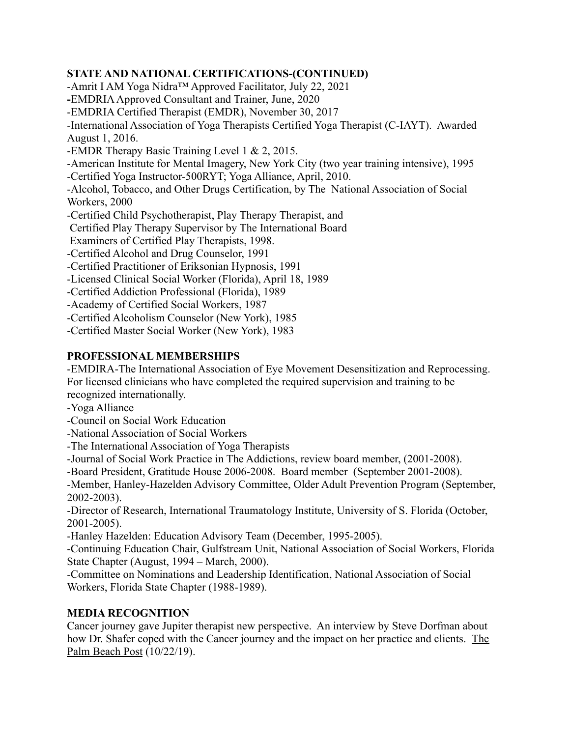## STATE AND NATIONAL CERTIFICATIONS-(CONTINUED)

-Amrit I AM Yoga Nidra™ Approved Facilitator, July 22, 2021
-EMDRIA Approved Consultant and Trainer, June, 2020
-EMDRIA Certified Therapist (EMDR), November 30, 2017
-International Association of Yoga Therapists Certified Yoga Therapist (C-IAYT). Awarded August 1, 2016.
-EMDR Therapy Basic Training Level 1 & 2, 2015.
-American Institute for Mental Imagery, New York City (two year training intensive), 1995
-Certified Yoga Instructor-500RYT; Yoga Alliance, April, 2010.
-Alcohol, Tobacco, and Other Drugs Certification, by The National Association of Social Workers, 2000
-Certified Child Psychotherapist, Play Therapy Therapist, and Certified Play Therapy Supervisor by The International Board Examiners of Certified Play Therapists, 1998.
-Certified Alcohol and Drug Counselor, 1991
-Certified Practitioner of Eriksonian Hypnosis, 1991
-Licensed Clinical Social Worker (Florida), April 18, 1989
-Certified Addiction Professional (Florida), 1989
-Academy of Certified Social Workers, 1987
-Certified Alcoholism Counselor (New York), 1985
-Certified Master Social Worker (New York), 1983

## PROFESSIONAL MEMBERSHIPS

-EMDIRA-The International Association of Eye Movement Desensitization and Reprocessing. For licensed clinicians who have completed the required supervision and training to be recognized internationally.
-Yoga Alliance
-Council on Social Work Education
-National Association of Social Workers
-The International Association of Yoga Therapists
-Journal of Social Work Practice in The Addictions, review board member, (2001-2008).
-Board President, Gratitude House 2006-2008. Board member (September 2001-2008).
-Member, Hanley-Hazelden Advisory Committee, Older Adult Prevention Program (September, 2002-2003).
-Director of Research, International Traumatology Institute, University of S. Florida (October, 2001-2005).
-Hanley Hazelden: Education Advisory Team (December, 1995-2005).
-Continuing Education Chair, Gulfstream Unit, National Association of Social Workers, Florida State Chapter (August, 1994 – March, 2000).
-Committee on Nominations and Leadership Identification, National Association of Social Workers, Florida State Chapter (1988-1989).

## MEDIA RECOGNITION

Cancer journey gave Jupiter therapist new perspective. An interview by Steve Dorfman about how Dr. Shafer coped with the Cancer journey and the impact on her practice and clients. The Palm Beach Post (10/22/19).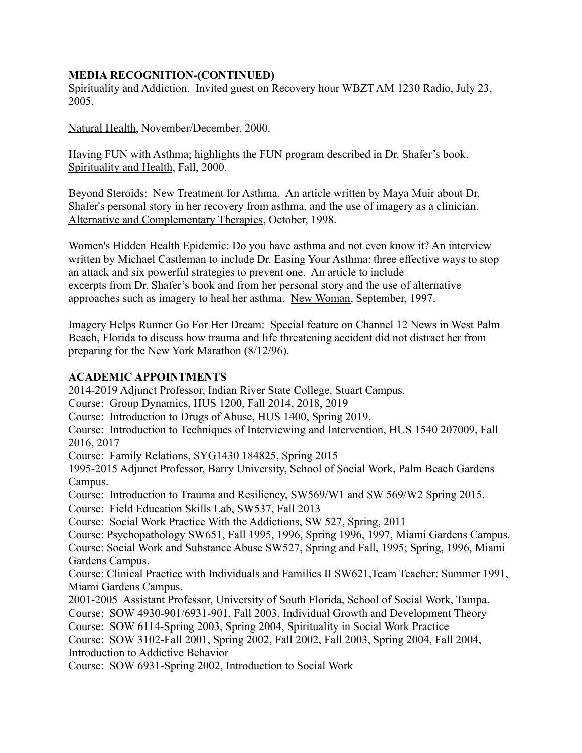**MEDIA RECOGNITION-(CONTINUED)**

Spirituality and Addiction. Invited guest on Recovery hour WBZT AM 1230 Radio, July 23, 2005.

Natural Health, November/December, 2000.

Having FUN with Asthma; highlights the FUN program described in Dr. Shafer's book. Spirituality and Health, Fall, 2000.

Beyond Steroids: New Treatment for Asthma. An article written by Maya Muir about Dr. Shafer's personal story in her recovery from asthma, and the use of imagery as a clinician. Alternative and Complementary Therapies, October, 1998.

Women's Hidden Health Epidemic: Do you have asthma and not even know it? An interview written by Michael Castleman to include Dr. Easing Your Asthma: three effective ways to stop an attack and six powerful strategies to prevent one. An article to include excerpts from Dr. Shafer's book and from her personal story and the use of alternative approaches such as imagery to heal her asthma. New Woman, September, 1997.

Imagery Helps Runner Go For Her Dream: Special feature on Channel 12 News in West Palm Beach, Florida to discuss how trauma and life threatening accident did not distract her from preparing for the New York Marathon (8/12/96).

**ACADEMIC APPOINTMENTS**

2014-2019 Adjunct Professor, Indian River State College, Stuart Campus.
Course: Group Dynamics, HUS 1200, Fall 2014, 2018, 2019
Course: Introduction to Drugs of Abuse, HUS 1400, Spring 2019.
Course: Introduction to Techniques of Interviewing and Intervention, HUS 1540 207009, Fall 2016, 2017
Course: Family Relations, SYG1430 184825, Spring 2015
1995-2015 Adjunct Professor, Barry University, School of Social Work, Palm Beach Gardens Campus.
Course: Introduction to Trauma and Resiliency, SW569/W1 and SW 569/W2 Spring 2015.
Course: Field Education Skills Lab, SW537, Fall 2013
Course: Social Work Practice With the Addictions, SW 527, Spring, 2011
Course: Psychopathology SW651, Fall 1995, 1996, Spring 1996, 1997, Miami Gardens Campus.
Course: Social Work and Substance Abuse SW527, Spring and Fall, 1995; Spring, 1996, Miami Gardens Campus.
Course: Clinical Practice with Individuals and Families II SW621,Team Teacher: Summer 1991, Miami Gardens Campus.
2001-2005 Assistant Professor, University of South Florida, School of Social Work, Tampa.
Course: SOW 4930-901/6931-901, Fall 2003, Individual Growth and Development Theory
Course: SOW 6114-Spring 2003, Spring 2004, Spirituality in Social Work Practice
Course: SOW 3102-Fall 2001, Spring 2002, Fall 2002, Fall 2003, Spring 2004, Fall 2004, Introduction to Addictive Behavior
Course: SOW 6931-Spring 2002, Introduction to Social Work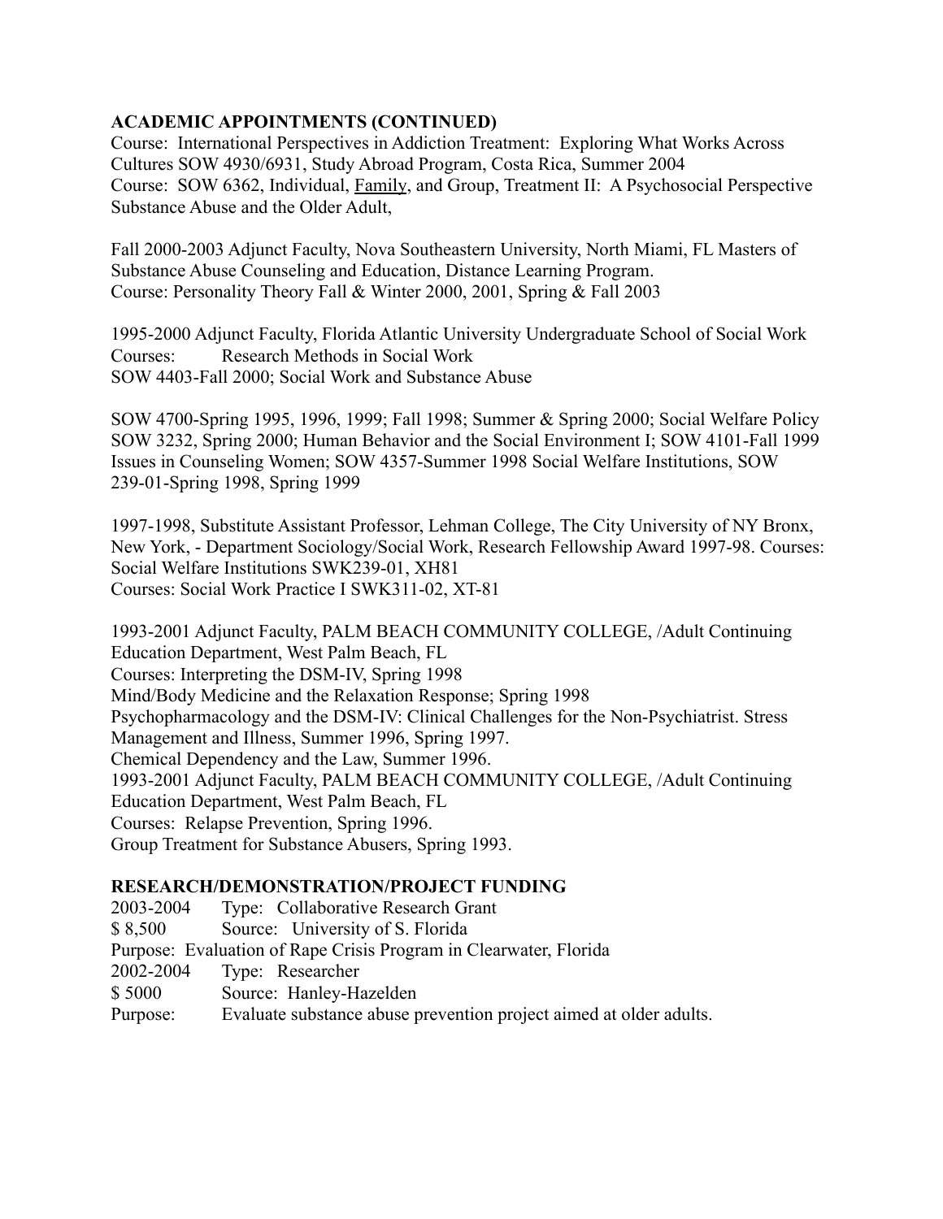**ACADEMIC APPOINTMENTS (CONTINUED)**

Course: International Perspectives in Addiction Treatment: Exploring What Works Across Cultures SOW 4930/6931, Study Abroad Program, Costa Rica, Summer 2004
Course: SOW 6362, Individual, Family, and Group, Treatment II: A Psychosocial Perspective Substance Abuse and the Older Adult,

Fall 2000-2003 Adjunct Faculty, Nova Southeastern University, North Miami, FL Masters of Substance Abuse Counseling and Education, Distance Learning Program.
Course: Personality Theory Fall & Winter 2000, 2001, Spring & Fall 2003

1995-2000 Adjunct Faculty, Florida Atlantic University Undergraduate School of Social Work
Courses: Research Methods in Social Work
SOW 4403-Fall 2000; Social Work and Substance Abuse

SOW 4700-Spring 1995, 1996, 1999; Fall 1998; Summer & Spring 2000; Social Welfare Policy SOW 3232, Spring 2000; Human Behavior and the Social Environment I; SOW 4101-Fall 1999 Issues in Counseling Women; SOW 4357-Summer 1998 Social Welfare Institutions, SOW 239-01-Spring 1998, Spring 1999

1997-1998, Substitute Assistant Professor, Lehman College, The City University of NY Bronx, New York, - Department Sociology/Social Work, Research Fellowship Award 1997-98. Courses: Social Welfare Institutions SWK239-01, XH81
Courses: Social Work Practice I SWK311-02, XT-81

1993-2001 Adjunct Faculty, PALM BEACH COMMUNITY COLLEGE, /Adult Continuing Education Department, West Palm Beach, FL
Courses: Interpreting the DSM-IV, Spring 1998
Mind/Body Medicine and the Relaxation Response; Spring 1998
Psychopharmacology and the DSM-IV: Clinical Challenges for the Non-Psychiatrist. Stress Management and Illness, Summer 1996, Spring 1997.
Chemical Dependency and the Law, Summer 1996.
1993-2001 Adjunct Faculty, PALM BEACH COMMUNITY COLLEGE, /Adult Continuing Education Department, West Palm Beach, FL
Courses: Relapse Prevention, Spring 1996.
Group Treatment for Substance Abusers, Spring 1993.

**RESEARCH/DEMONSTRATION/PROJECT FUNDING**

2003-2004 Type: Collaborative Research Grant
$ 8,500 Source: University of S. Florida
Purpose: Evaluation of Rape Crisis Program in Clearwater, Florida
2002-2004 Type: Researcher
$ 5000 Source: Hanley-Hazelden
Purpose: Evaluate substance abuse prevention project aimed at older adults.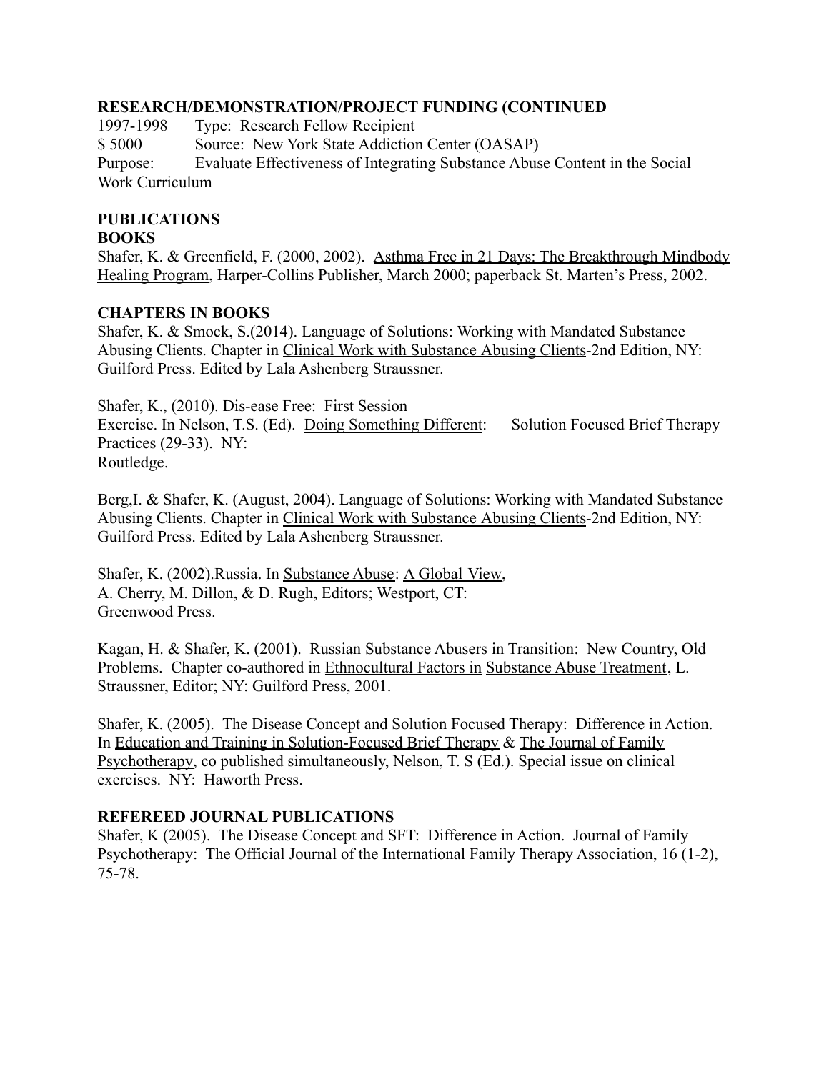**RESEARCH/DEMONSTRATION/PROJECT FUNDING (CONTINUED**

1997-1998 Type: Research Fellow Recipient
$ 5000 Source: New York State Addiction Center (OASAP)
Purpose: Evaluate Effectiveness of Integrating Substance Abuse Content in the Social Work Curriculum

## PUBLICATIONS

### BOOKS

Shafer, K. & Greenfield, F. (2000, 2002). Asthma Free in 21 Days: The Breakthrough Mindbody Healing Program, Harper-Collins Publisher, March 2000; paperback St. Marten's Press, 2002.

### CHAPTERS IN BOOKS

Shafer, K. & Smock, S.(2014). Language of Solutions: Working with Mandated Substance Abusing Clients. Chapter in Clinical Work with Substance Abusing Clients-2nd Edition, NY: Guilford Press. Edited by Lala Ashenberg Straussner.

Shafer, K., (2010). Dis-ease Free: First Session Exercise. In Nelson, T.S. (Ed). Doing Something Different: Solution Focused Brief Therapy Practices (29-33). NY: Routledge.

Berg,I. & Shafer, K. (August, 2004). Language of Solutions: Working with Mandated Substance Abusing Clients. Chapter in Clinical Work with Substance Abusing Clients-2nd Edition, NY: Guilford Press. Edited by Lala Ashenberg Straussner.

Shafer, K. (2002).Russia. In Substance Abuse: A Global View, A. Cherry, M. Dillon, & D. Rugh, Editors; Westport, CT: Greenwood Press.

Kagan, H. & Shafer, K. (2001). Russian Substance Abusers in Transition: New Country, Old Problems. Chapter co-authored in Ethnocultural Factors in Substance Abuse Treatment, L. Straussner, Editor; NY: Guilford Press, 2001.

Shafer, K. (2005). The Disease Concept and Solution Focused Therapy: Difference in Action. In Education and Training in Solution-Focused Brief Therapy & The Journal of Family Psychotherapy, co published simultaneously, Nelson, T. S (Ed.). Special issue on clinical exercises. NY: Haworth Press.

### REFEREED JOURNAL PUBLICATIONS

Shafer, K (2005). The Disease Concept and SFT: Difference in Action. Journal of Family Psychotherapy: The Official Journal of the International Family Therapy Association, 16 (1-2), 75-78.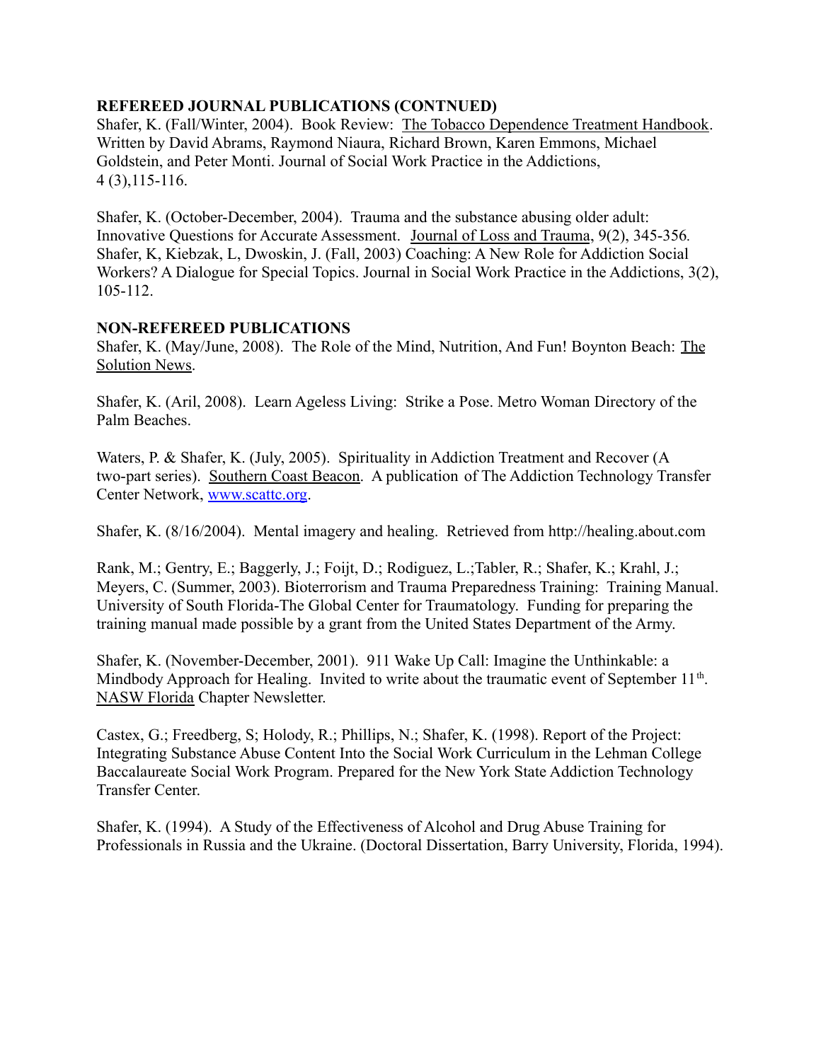**REFEREED JOURNAL PUBLICATIONS (CONTNUED)**

Shafer, K. (Fall/Winter, 2004). Book Review: The Tobacco Dependence Treatment Handbook. Written by David Abrams, Raymond Niaura, Richard Brown, Karen Emmons, Michael Goldstein, and Peter Monti. Journal of Social Work Practice in the Addictions, 4 (3),115-116.

Shafer, K. (October-December, 2004). Trauma and the substance abusing older adult: Innovative Questions for Accurate Assessment. Journal of Loss and Trauma, 9(2), 345-356. Shafer, K, Kiebzak, L, Dwoskin, J. (Fall, 2003) Coaching: A New Role for Addiction Social Workers? A Dialogue for Special Topics. Journal in Social Work Practice in the Addictions, 3(2), 105-112.

**NON-REFEREED PUBLICATIONS**

Shafer, K. (May/June, 2008). The Role of the Mind, Nutrition, And Fun! Boynton Beach: The Solution News.

Shafer, K. (Aril, 2008). Learn Ageless Living: Strike a Pose. Metro Woman Directory of the Palm Beaches.

Waters, P. & Shafer, K. (July, 2005). Spirituality in Addiction Treatment and Recover (A two-part series). Southern Coast Beacon. A publication of The Addiction Technology Transfer Center Network, www.scattc.org.

Shafer, K. (8/16/2004). Mental imagery and healing. Retrieved from http://healing.about.com

Rank, M.; Gentry, E.; Baggerly, J.; Foijt, D.; Rodiguez, L.;Tabler, R.; Shafer, K.; Krahl, J.; Meyers, C. (Summer, 2003). Bioterrorism and Trauma Preparedness Training: Training Manual. University of South Florida-The Global Center for Traumatology. Funding for preparing the training manual made possible by a grant from the United States Department of the Army.

Shafer, K. (November-December, 2001). 911 Wake Up Call: Imagine the Unthinkable: a Mindbody Approach for Healing. Invited to write about the traumatic event of September 11th. NASW Florida Chapter Newsletter.

Castex, G.; Freedberg, S; Holody, R.; Phillips, N.; Shafer, K. (1998). Report of the Project: Integrating Substance Abuse Content Into the Social Work Curriculum in the Lehman College Baccalaureate Social Work Program. Prepared for the New York State Addiction Technology Transfer Center.

Shafer, K. (1994). A Study of the Effectiveness of Alcohol and Drug Abuse Training for Professionals in Russia and the Ukraine. (Doctoral Dissertation, Barry University, Florida, 1994).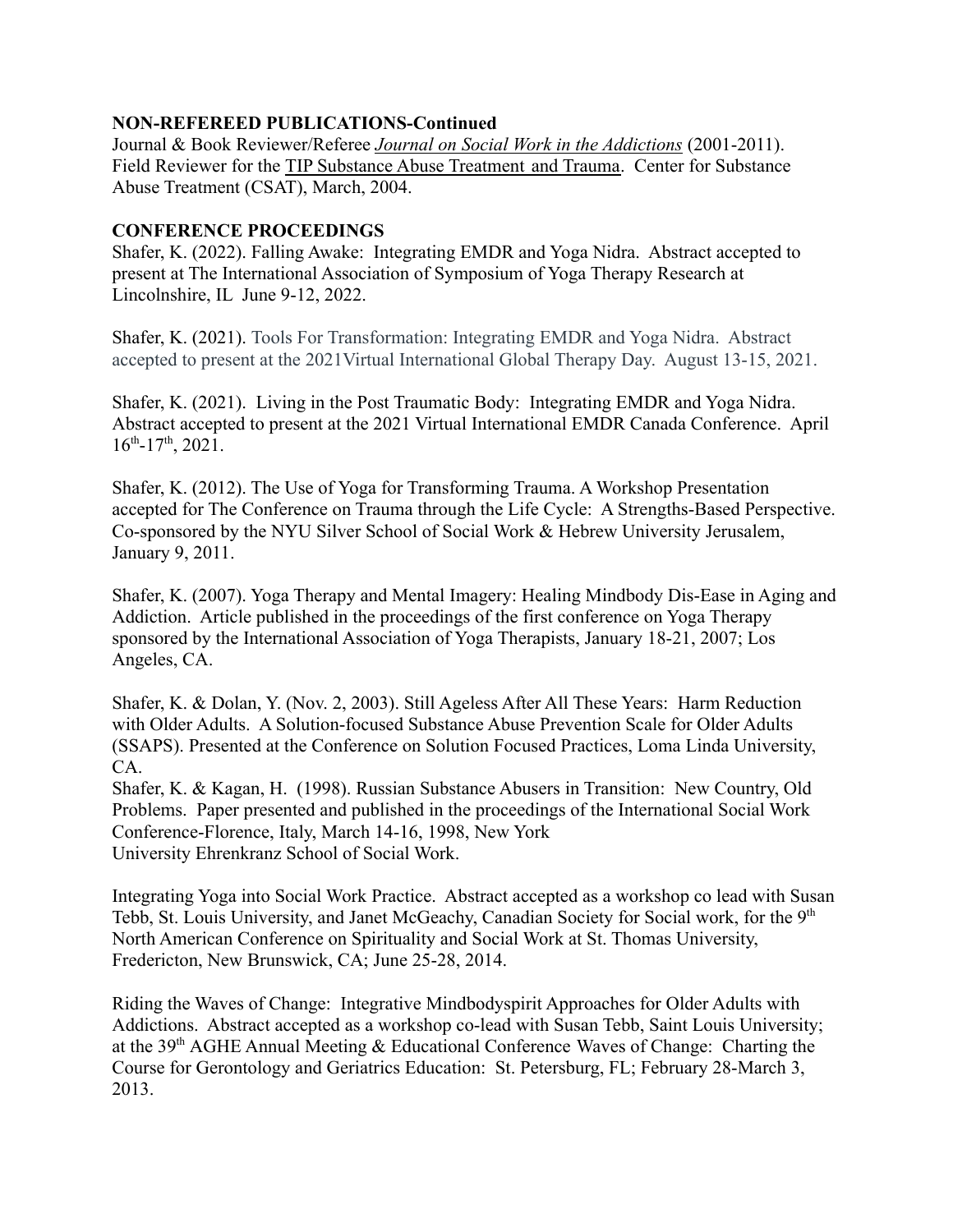**NON-REFEREED PUBLICATIONS-Continued**

Journal & Book Reviewer/Referee *Journal on Social Work in the Addictions* (2001-2011).
Field Reviewer for the TIP Substance Abuse Treatment and Trauma. Center for Substance Abuse Treatment (CSAT), March, 2004.

**CONFERENCE PROCEEDINGS**

Shafer, K. (2022). Falling Awake: Integrating EMDR and Yoga Nidra. Abstract accepted to present at The International Association of Symposium of Yoga Therapy Research at Lincolnshire, IL June 9-12, 2022.

Shafer, K. (2021). Tools For Transformation: Integrating EMDR and Yoga Nidra. Abstract accepted to present at the 2021Virtual International Global Therapy Day. August 13-15, 2021.

Shafer, K. (2021). Living in the Post Traumatic Body: Integrating EMDR and Yoga Nidra. Abstract accepted to present at the 2021 Virtual International EMDR Canada Conference. April 16th-17th, 2021.

Shafer, K. (2012). The Use of Yoga for Transforming Trauma. A Workshop Presentation accepted for The Conference on Trauma through the Life Cycle: A Strengths-Based Perspective. Co-sponsored by the NYU Silver School of Social Work & Hebrew University Jerusalem, January 9, 2011.

Shafer, K. (2007). Yoga Therapy and Mental Imagery: Healing Mindbody Dis-Ease in Aging and Addiction. Article published in the proceedings of the first conference on Yoga Therapy sponsored by the International Association of Yoga Therapists, January 18-21, 2007; Los Angeles, CA.

Shafer, K. & Dolan, Y. (Nov. 2, 2003). Still Ageless After All These Years: Harm Reduction with Older Adults. A Solution-focused Substance Abuse Prevention Scale for Older Adults (SSAPS). Presented at the Conference on Solution Focused Practices, Loma Linda University, CA.
Shafer, K. & Kagan, H. (1998). Russian Substance Abusers in Transition: New Country, Old Problems. Paper presented and published in the proceedings of the International Social Work Conference-Florence, Italy, March 14-16, 1998, New York University Ehrenkranz School of Social Work.

Integrating Yoga into Social Work Practice. Abstract accepted as a workshop co lead with Susan Tebb, St. Louis University, and Janet McGeachy, Canadian Society for Social work, for the 9th North American Conference on Spirituality and Social Work at St. Thomas University, Fredericton, New Brunswick, CA; June 25-28, 2014.

Riding the Waves of Change: Integrative Mindbodyspirit Approaches for Older Adults with Addictions. Abstract accepted as a workshop co-lead with Susan Tebb, Saint Louis University; at the 39th AGHE Annual Meeting & Educational Conference Waves of Change: Charting the Course for Gerontology and Geriatrics Education: St. Petersburg, FL; February 28-March 3, 2013.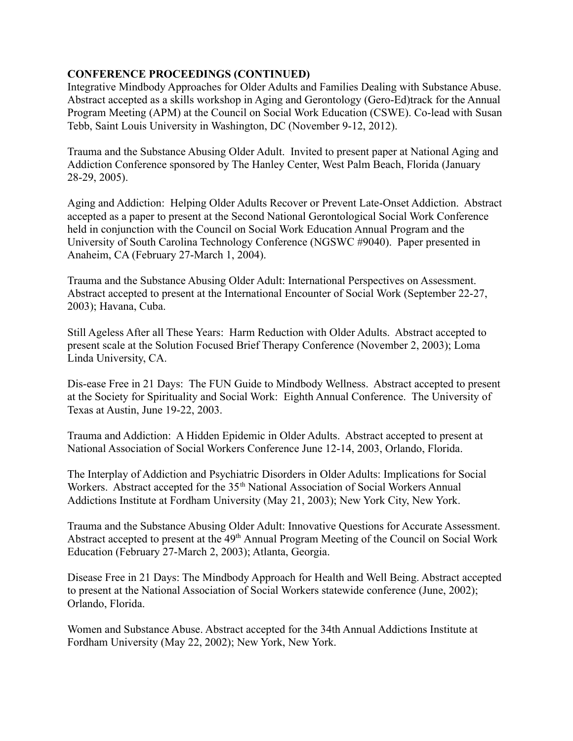**CONFERENCE PROCEEDINGS (CONTINUED)**

Integrative Mindbody Approaches for Older Adults and Families Dealing with Substance Abuse. Abstract accepted as a skills workshop in Aging and Gerontology (Gero-Ed)track for the Annual Program Meeting (APM) at the Council on Social Work Education (CSWE). Co-lead with Susan Tebb, Saint Louis University in Washington, DC (November 9-12, 2012).

Trauma and the Substance Abusing Older Adult. Invited to present paper at National Aging and Addiction Conference sponsored by The Hanley Center, West Palm Beach, Florida (January 28-29, 2005).

Aging and Addiction: Helping Older Adults Recover or Prevent Late-Onset Addiction. Abstract accepted as a paper to present at the Second National Gerontological Social Work Conference held in conjunction with the Council on Social Work Education Annual Program and the University of South Carolina Technology Conference (NGSWC #9040). Paper presented in Anaheim, CA (February 27-March 1, 2004).

Trauma and the Substance Abusing Older Adult: International Perspectives on Assessment. Abstract accepted to present at the International Encounter of Social Work (September 22-27, 2003); Havana, Cuba.

Still Ageless After all These Years: Harm Reduction with Older Adults. Abstract accepted to present scale at the Solution Focused Brief Therapy Conference (November 2, 2003); Loma Linda University, CA.

Dis-ease Free in 21 Days: The FUN Guide to Mindbody Wellness. Abstract accepted to present at the Society for Spirituality and Social Work: Eighth Annual Conference. The University of Texas at Austin, June 19-22, 2003.

Trauma and Addiction: A Hidden Epidemic in Older Adults. Abstract accepted to present at National Association of Social Workers Conference June 12-14, 2003, Orlando, Florida.

The Interplay of Addiction and Psychiatric Disorders in Older Adults: Implications for Social Workers. Abstract accepted for the 35th National Association of Social Workers Annual Addictions Institute at Fordham University (May 21, 2003); New York City, New York.

Trauma and the Substance Abusing Older Adult: Innovative Questions for Accurate Assessment. Abstract accepted to present at the 49th Annual Program Meeting of the Council on Social Work Education (February 27-March 2, 2003); Atlanta, Georgia.

Disease Free in 21 Days: The Mindbody Approach for Health and Well Being. Abstract accepted to present at the National Association of Social Workers statewide conference (June, 2002); Orlando, Florida.

Women and Substance Abuse. Abstract accepted for the 34th Annual Addictions Institute at Fordham University (May 22, 2002); New York, New York.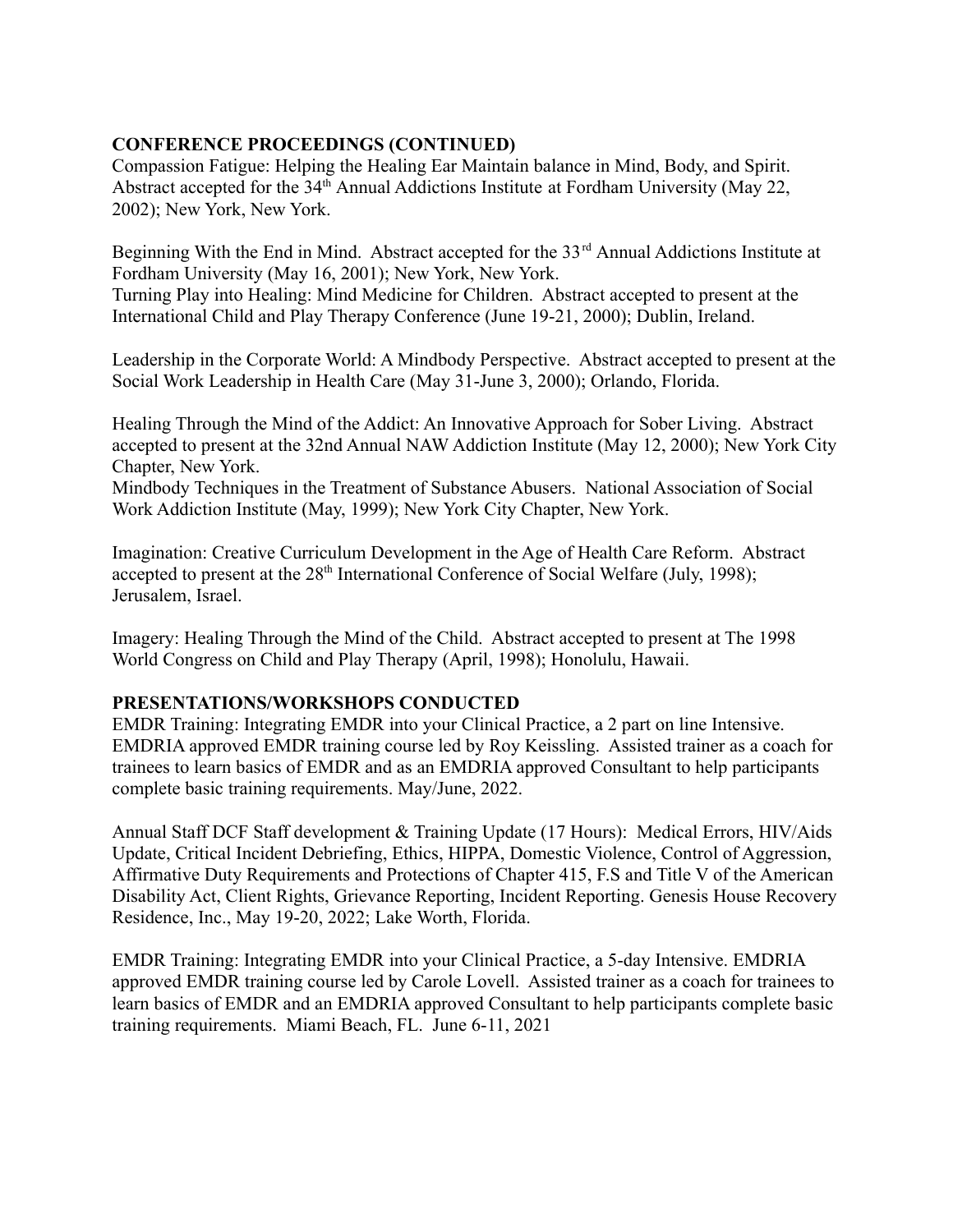**CONFERENCE PROCEEDINGS (CONTINUED)**

Compassion Fatigue: Helping the Healing Ear Maintain balance in Mind, Body, and Spirit. Abstract accepted for the 34th Annual Addictions Institute at Fordham University (May 22, 2002); New York, New York.

Beginning With the End in Mind. Abstract accepted for the 33rd Annual Addictions Institute at Fordham University (May 16, 2001); New York, New York.

Turning Play into Healing: Mind Medicine for Children. Abstract accepted to present at the International Child and Play Therapy Conference (June 19-21, 2000); Dublin, Ireland.

Leadership in the Corporate World: A Mindbody Perspective. Abstract accepted to present at the Social Work Leadership in Health Care (May 31-June 3, 2000); Orlando, Florida.

Healing Through the Mind of the Addict: An Innovative Approach for Sober Living. Abstract accepted to present at the 32nd Annual NAW Addiction Institute (May 12, 2000); New York City Chapter, New York.

Mindbody Techniques in the Treatment of Substance Abusers. National Association of Social Work Addiction Institute (May, 1999); New York City Chapter, New York.

Imagination: Creative Curriculum Development in the Age of Health Care Reform. Abstract accepted to present at the 28th International Conference of Social Welfare (July, 1998); Jerusalem, Israel.

Imagery: Healing Through the Mind of the Child. Abstract accepted to present at The 1998 World Congress on Child and Play Therapy (April, 1998); Honolulu, Hawaii.

**PRESENTATIONS/WORKSHOPS CONDUCTED**

EMDR Training: Integrating EMDR into your Clinical Practice, a 2 part on line Intensive. EMDRIA approved EMDR training course led by Roy Keissling. Assisted trainer as a coach for trainees to learn basics of EMDR and as an EMDRIA approved Consultant to help participants complete basic training requirements. May/June, 2022.

Annual Staff DCF Staff development & Training Update (17 Hours): Medical Errors, HIV/Aids Update, Critical Incident Debriefing, Ethics, HIPPA, Domestic Violence, Control of Aggression, Affirmative Duty Requirements and Protections of Chapter 415, F.S and Title V of the American Disability Act, Client Rights, Grievance Reporting, Incident Reporting. Genesis House Recovery Residence, Inc., May 19-20, 2022; Lake Worth, Florida.

EMDR Training: Integrating EMDR into your Clinical Practice, a 5-day Intensive. EMDRIA approved EMDR training course led by Carole Lovell. Assisted trainer as a coach for trainees to learn basics of EMDR and an EMDRIA approved Consultant to help participants complete basic training requirements. Miami Beach, FL. June 6-11, 2021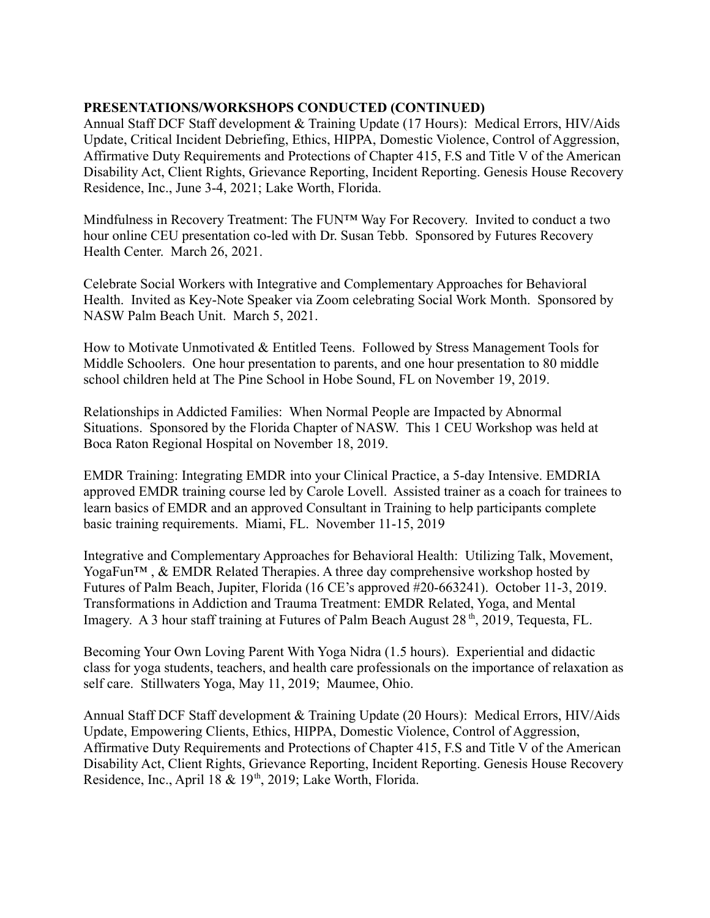**PRESENTATIONS/WORKSHOPS CONDUCTED (CONTINUED)**

Annual Staff DCF Staff development & Training Update (17 Hours): Medical Errors, HIV/Aids Update, Critical Incident Debriefing, Ethics, HIPPA, Domestic Violence, Control of Aggression, Affirmative Duty Requirements and Protections of Chapter 415, F.S and Title V of the American Disability Act, Client Rights, Grievance Reporting, Incident Reporting. Genesis House Recovery Residence, Inc., June 3-4, 2021; Lake Worth, Florida.

Mindfulness in Recovery Treatment: The FUN™ Way For Recovery. Invited to conduct a two hour online CEU presentation co-led with Dr. Susan Tebb. Sponsored by Futures Recovery Health Center. March 26, 2021.

Celebrate Social Workers with Integrative and Complementary Approaches for Behavioral Health. Invited as Key-Note Speaker via Zoom celebrating Social Work Month. Sponsored by NASW Palm Beach Unit. March 5, 2021.

How to Motivate Unmotivated & Entitled Teens. Followed by Stress Management Tools for Middle Schoolers. One hour presentation to parents, and one hour presentation to 80 middle school children held at The Pine School in Hobe Sound, FL on November 19, 2019.

Relationships in Addicted Families: When Normal People are Impacted by Abnormal Situations. Sponsored by the Florida Chapter of NASW. This 1 CEU Workshop was held at Boca Raton Regional Hospital on November 18, 2019.

EMDR Training: Integrating EMDR into your Clinical Practice, a 5-day Intensive. EMDRIA approved EMDR training course led by Carole Lovell. Assisted trainer as a coach for trainees to learn basics of EMDR and an approved Consultant in Training to help participants complete basic training requirements. Miami, FL. November 11-15, 2019

Integrative and Complementary Approaches for Behavioral Health: Utilizing Talk, Movement, YogaFun™ , & EMDR Related Therapies. A three day comprehensive workshop hosted by Futures of Palm Beach, Jupiter, Florida (16 CE's approved #20-663241). October 11-3, 2019.
Transformations in Addiction and Trauma Treatment: EMDR Related, Yoga, and Mental Imagery. A 3 hour staff training at Futures of Palm Beach August 28th, 2019, Tequesta, FL.

Becoming Your Own Loving Parent With Yoga Nidra (1.5 hours). Experiential and didactic class for yoga students, teachers, and health care professionals on the importance of relaxation as self care. Stillwaters Yoga, May 11, 2019; Maumee, Ohio.

Annual Staff DCF Staff development & Training Update (20 Hours): Medical Errors, HIV/Aids Update, Empowering Clients, Ethics, HIPPA, Domestic Violence, Control of Aggression, Affirmative Duty Requirements and Protections of Chapter 415, F.S and Title V of the American Disability Act, Client Rights, Grievance Reporting, Incident Reporting. Genesis House Recovery Residence, Inc., April 18 & 19th, 2019; Lake Worth, Florida.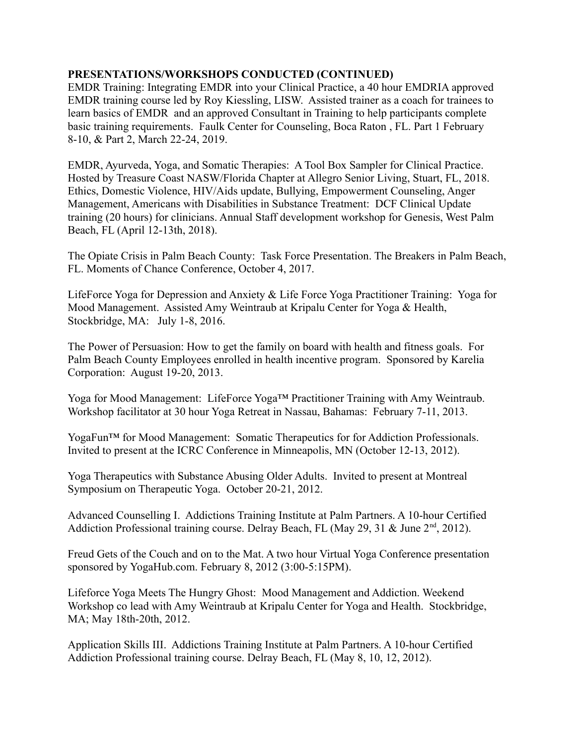**PRESENTATIONS/WORKSHOPS CONDUCTED (CONTINUED)**

EMDR Training: Integrating EMDR into your Clinical Practice, a 40 hour EMDRIA approved EMDR training course led by Roy Kiessling, LISW. Assisted trainer as a coach for trainees to learn basics of EMDR and an approved Consultant in Training to help participants complete basic training requirements. Faulk Center for Counseling, Boca Raton , FL. Part 1 February 8-10, & Part 2, March 22-24, 2019.

EMDR, Ayurveda, Yoga, and Somatic Therapies: A Tool Box Sampler for Clinical Practice. Hosted by Treasure Coast NASW/Florida Chapter at Allegro Senior Living, Stuart, FL, 2018. Ethics, Domestic Violence, HIV/Aids update, Bullying, Empowerment Counseling, Anger Management, Americans with Disabilities in Substance Treatment: DCF Clinical Update training (20 hours) for clinicians. Annual Staff development workshop for Genesis, West Palm Beach, FL (April 12-13th, 2018).

The Opiate Crisis in Palm Beach County: Task Force Presentation. The Breakers in Palm Beach, FL. Moments of Chance Conference, October 4, 2017.

LifeForce Yoga for Depression and Anxiety & Life Force Yoga Practitioner Training: Yoga for Mood Management. Assisted Amy Weintraub at Kripalu Center for Yoga & Health, Stockbridge, MA: July 1-8, 2016.

The Power of Persuasion: How to get the family on board with health and fitness goals. For Palm Beach County Employees enrolled in health incentive program. Sponsored by Karelia Corporation: August 19-20, 2013.

Yoga for Mood Management: LifeForce Yoga™ Practitioner Training with Amy Weintraub. Workshop facilitator at 30 hour Yoga Retreat in Nassau, Bahamas: February 7-11, 2013.

YogaFun™ for Mood Management: Somatic Therapeutics for for Addiction Professionals. Invited to present at the ICRC Conference in Minneapolis, MN (October 12-13, 2012).

Yoga Therapeutics with Substance Abusing Older Adults. Invited to present at Montreal Symposium on Therapeutic Yoga. October 20-21, 2012.

Advanced Counselling I. Addictions Training Institute at Palm Partners. A 10-hour Certified Addiction Professional training course. Delray Beach, FL (May 29, 31 & June 2nd, 2012).

Freud Gets of the Couch and on to the Mat. A two hour Virtual Yoga Conference presentation sponsored by YogaHub.com. February 8, 2012 (3:00-5:15PM).

Lifeforce Yoga Meets The Hungry Ghost: Mood Management and Addiction. Weekend Workshop co lead with Amy Weintraub at Kripalu Center for Yoga and Health. Stockbridge, MA; May 18th-20th, 2012.

Application Skills III. Addictions Training Institute at Palm Partners. A 10-hour Certified Addiction Professional training course. Delray Beach, FL (May 8, 10, 12, 2012).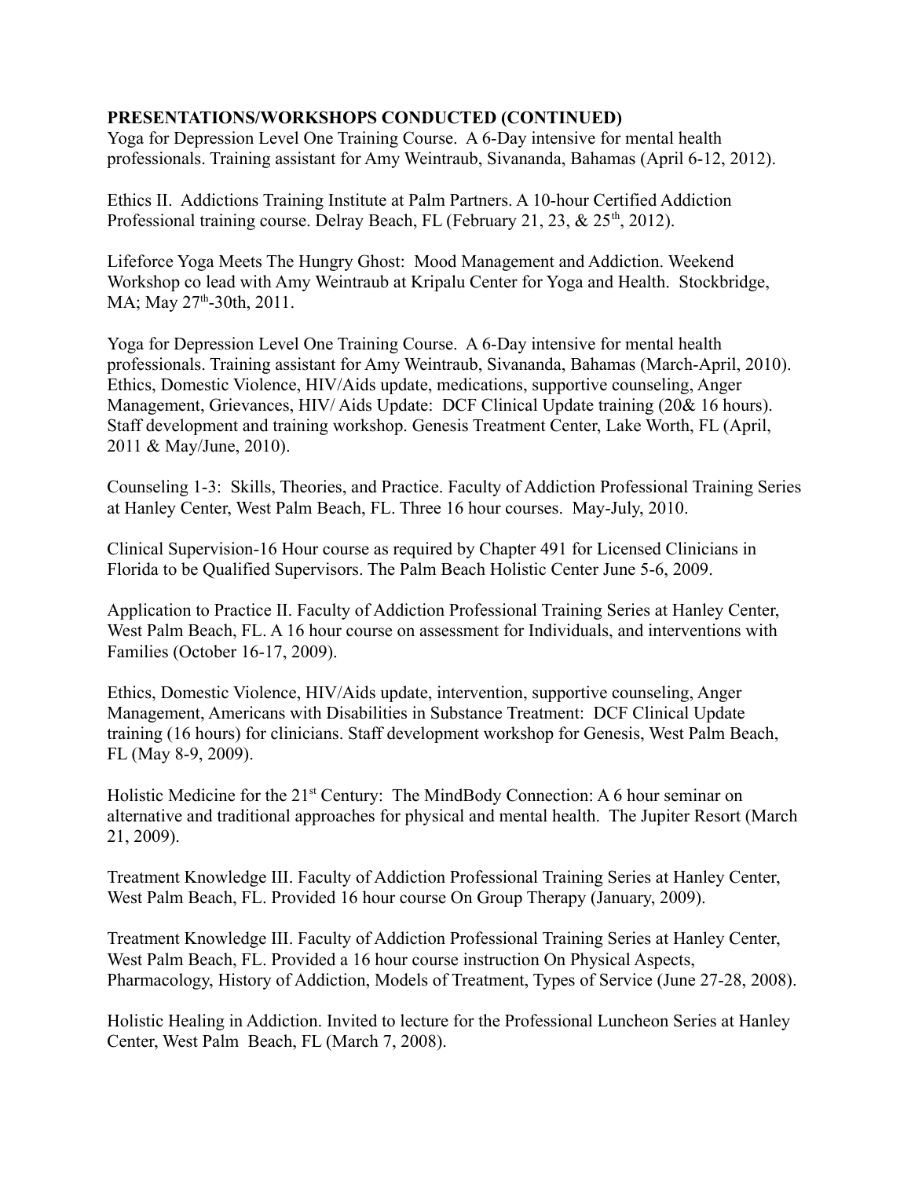**PRESENTATIONS/WORKSHOPS CONDUCTED (CONTINUED)**

Yoga for Depression Level One Training Course. A 6-Day intensive for mental health professionals. Training assistant for Amy Weintraub, Sivananda, Bahamas (April 6-12, 2012).

Ethics II. Addictions Training Institute at Palm Partners. A 10-hour Certified Addiction Professional training course. Delray Beach, FL (February 21, 23, & 25th, 2012).

Lifeforce Yoga Meets The Hungry Ghost: Mood Management and Addiction. Weekend Workshop co lead with Amy Weintraub at Kripalu Center for Yoga and Health. Stockbridge, MA; May 27th-30th, 2011.

Yoga for Depression Level One Training Course. A 6-Day intensive for mental health professionals. Training assistant for Amy Weintraub, Sivananda, Bahamas (March-April, 2010). Ethics, Domestic Violence, HIV/Aids update, medications, supportive counseling, Anger Management, Grievances, HIV/ Aids Update: DCF Clinical Update training (20& 16 hours). Staff development and training workshop. Genesis Treatment Center, Lake Worth, FL (April, 2011 & May/June, 2010).

Counseling 1-3: Skills, Theories, and Practice. Faculty of Addiction Professional Training Series at Hanley Center, West Palm Beach, FL. Three 16 hour courses. May-July, 2010.

Clinical Supervision-16 Hour course as required by Chapter 491 for Licensed Clinicians in Florida to be Qualified Supervisors. The Palm Beach Holistic Center June 5-6, 2009.

Application to Practice II. Faculty of Addiction Professional Training Series at Hanley Center, West Palm Beach, FL. A 16 hour course on assessment for Individuals, and interventions with Families (October 16-17, 2009).

Ethics, Domestic Violence, HIV/Aids update, intervention, supportive counseling, Anger Management, Americans with Disabilities in Substance Treatment: DCF Clinical Update training (16 hours) for clinicians. Staff development workshop for Genesis, West Palm Beach, FL (May 8-9, 2009).

Holistic Medicine for the 21st Century: The MindBody Connection: A 6 hour seminar on alternative and traditional approaches for physical and mental health. The Jupiter Resort (March 21, 2009).

Treatment Knowledge III. Faculty of Addiction Professional Training Series at Hanley Center, West Palm Beach, FL. Provided 16 hour course On Group Therapy (January, 2009).

Treatment Knowledge III. Faculty of Addiction Professional Training Series at Hanley Center, West Palm Beach, FL. Provided a 16 hour course instruction On Physical Aspects, Pharmacology, History of Addiction, Models of Treatment, Types of Service (June 27-28, 2008).

Holistic Healing in Addiction. Invited to lecture for the Professional Luncheon Series at Hanley Center, West Palm Beach, FL (March 7, 2008).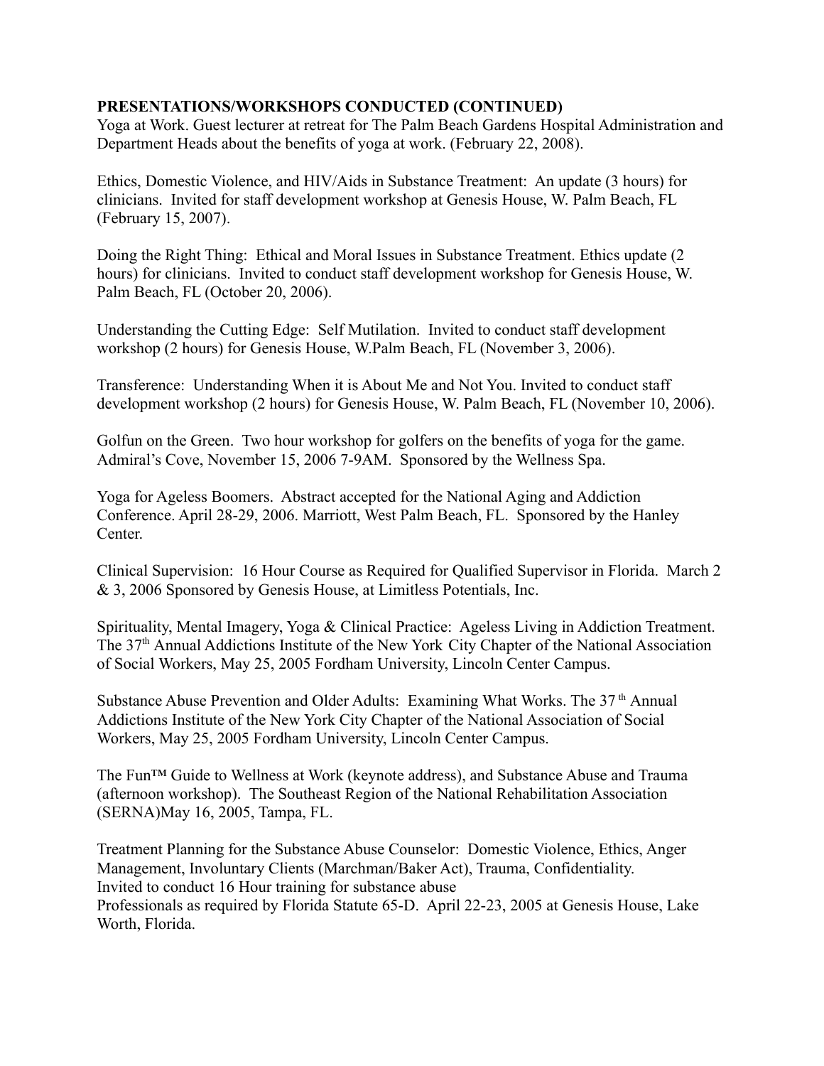**PRESENTATIONS/WORKSHOPS CONDUCTED (CONTINUED)**

Yoga at Work. Guest lecturer at retreat for The Palm Beach Gardens Hospital Administration and Department Heads about the benefits of yoga at work. (February 22, 2008).

Ethics, Domestic Violence, and HIV/Aids in Substance Treatment: An update (3 hours) for clinicians. Invited for staff development workshop at Genesis House, W. Palm Beach, FL (February 15, 2007).

Doing the Right Thing: Ethical and Moral Issues in Substance Treatment. Ethics update (2 hours) for clinicians. Invited to conduct staff development workshop for Genesis House, W. Palm Beach, FL (October 20, 2006).

Understanding the Cutting Edge: Self Mutilation. Invited to conduct staff development workshop (2 hours) for Genesis House, W.Palm Beach, FL (November 3, 2006).

Transference: Understanding When it is About Me and Not You. Invited to conduct staff development workshop (2 hours) for Genesis House, W. Palm Beach, FL (November 10, 2006).

Golfun on the Green. Two hour workshop for golfers on the benefits of yoga for the game. Admiral's Cove, November 15, 2006 7-9AM. Sponsored by the Wellness Spa.

Yoga for Ageless Boomers. Abstract accepted for the National Aging and Addiction Conference. April 28-29, 2006. Marriott, West Palm Beach, FL. Sponsored by the Hanley Center.

Clinical Supervision: 16 Hour Course as Required for Qualified Supervisor in Florida. March 2 & 3, 2006 Sponsored by Genesis House, at Limitless Potentials, Inc.

Spirituality, Mental Imagery, Yoga & Clinical Practice: Ageless Living in Addiction Treatment. The 37th Annual Addictions Institute of the New York City Chapter of the National Association of Social Workers, May 25, 2005 Fordham University, Lincoln Center Campus.

Substance Abuse Prevention and Older Adults: Examining What Works. The 37th Annual Addictions Institute of the New York City Chapter of the National Association of Social Workers, May 25, 2005 Fordham University, Lincoln Center Campus.

The Fun™ Guide to Wellness at Work (keynote address), and Substance Abuse and Trauma (afternoon workshop). The Southeast Region of the National Rehabilitation Association (SERNA)May 16, 2005, Tampa, FL.

Treatment Planning for the Substance Abuse Counselor: Domestic Violence, Ethics, Anger Management, Involuntary Clients (Marchman/Baker Act), Trauma, Confidentiality.
Invited to conduct 16 Hour training for substance abuse
Professionals as required by Florida Statute 65-D. April 22-23, 2005 at Genesis House, Lake Worth, Florida.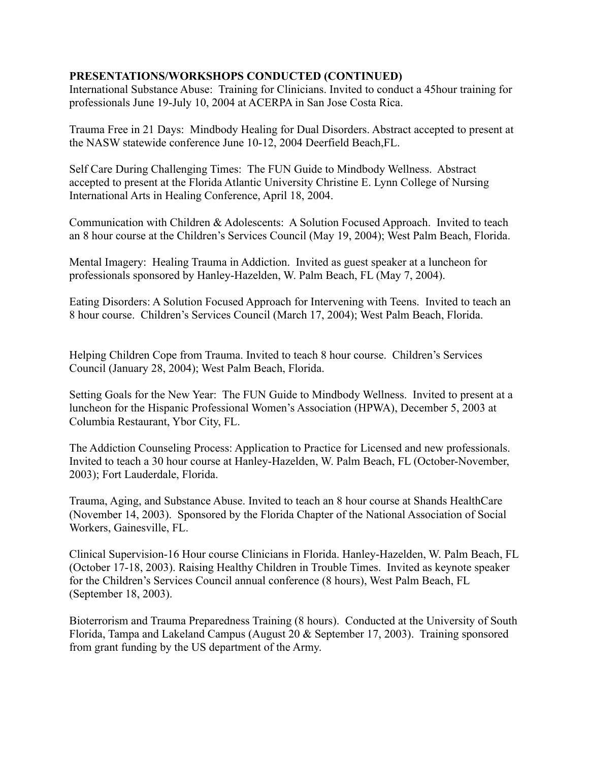**PRESENTATIONS/WORKSHOPS CONDUCTED (CONTINUED)**

International Substance Abuse: Training for Clinicians. Invited to conduct a 45hour training for professionals June 19-July 10, 2004 at ACERPA in San Jose Costa Rica.

Trauma Free in 21 Days: Mindbody Healing for Dual Disorders. Abstract accepted to present at the NASW statewide conference June 10-12, 2004 Deerfield Beach,FL.

Self Care During Challenging Times: The FUN Guide to Mindbody Wellness. Abstract accepted to present at the Florida Atlantic University Christine E. Lynn College of Nursing International Arts in Healing Conference, April 18, 2004.

Communication with Children & Adolescents: A Solution Focused Approach. Invited to teach an 8 hour course at the Children's Services Council (May 19, 2004); West Palm Beach, Florida.

Mental Imagery: Healing Trauma in Addiction. Invited as guest speaker at a luncheon for professionals sponsored by Hanley-Hazelden, W. Palm Beach, FL (May 7, 2004).

Eating Disorders: A Solution Focused Approach for Intervening with Teens. Invited to teach an 8 hour course. Children's Services Council (March 17, 2004); West Palm Beach, Florida.

Helping Children Cope from Trauma. Invited to teach 8 hour course. Children's Services Council (January 28, 2004); West Palm Beach, Florida.

Setting Goals for the New Year: The FUN Guide to Mindbody Wellness. Invited to present at a luncheon for the Hispanic Professional Women's Association (HPWA), December 5, 2003 at Columbia Restaurant, Ybor City, FL.

The Addiction Counseling Process: Application to Practice for Licensed and new professionals. Invited to teach a 30 hour course at Hanley-Hazelden, W. Palm Beach, FL (October-November, 2003); Fort Lauderdale, Florida.

Trauma, Aging, and Substance Abuse. Invited to teach an 8 hour course at Shands HealthCare (November 14, 2003). Sponsored by the Florida Chapter of the National Association of Social Workers, Gainesville, FL.

Clinical Supervision-16 Hour course Clinicians in Florida. Hanley-Hazelden, W. Palm Beach, FL (October 17-18, 2003). Raising Healthy Children in Trouble Times. Invited as keynote speaker for the Children's Services Council annual conference (8 hours), West Palm Beach, FL (September 18, 2003).

Bioterrorism and Trauma Preparedness Training (8 hours). Conducted at the University of South Florida, Tampa and Lakeland Campus (August 20 & September 17, 2003). Training sponsored from grant funding by the US department of the Army.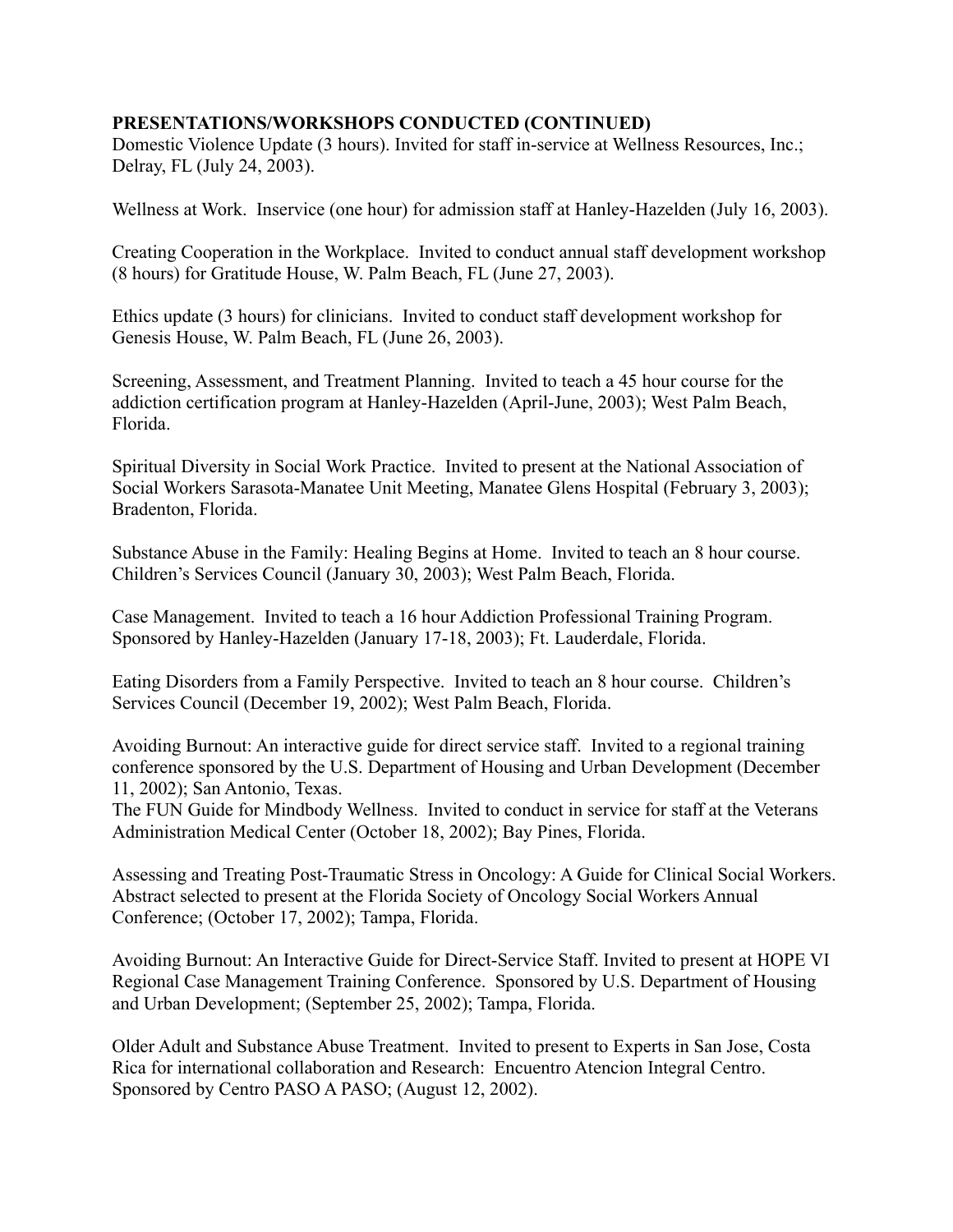**PRESENTATIONS/WORKSHOPS CONDUCTED (CONTINUED)**

Domestic Violence Update (3 hours). Invited for staff in-service at Wellness Resources, Inc.; Delray, FL (July 24, 2003).

Wellness at Work. Inservice (one hour) for admission staff at Hanley-Hazelden (July 16, 2003).

Creating Cooperation in the Workplace. Invited to conduct annual staff development workshop (8 hours) for Gratitude House, W. Palm Beach, FL (June 27, 2003).

Ethics update (3 hours) for clinicians. Invited to conduct staff development workshop for Genesis House, W. Palm Beach, FL (June 26, 2003).

Screening, Assessment, and Treatment Planning. Invited to teach a 45 hour course for the addiction certification program at Hanley-Hazelden (April-June, 2003); West Palm Beach, Florida.

Spiritual Diversity in Social Work Practice. Invited to present at the National Association of Social Workers Sarasota-Manatee Unit Meeting, Manatee Glens Hospital (February 3, 2003); Bradenton, Florida.

Substance Abuse in the Family: Healing Begins at Home. Invited to teach an 8 hour course. Children's Services Council (January 30, 2003); West Palm Beach, Florida.

Case Management. Invited to teach a 16 hour Addiction Professional Training Program. Sponsored by Hanley-Hazelden (January 17-18, 2003); Ft. Lauderdale, Florida.

Eating Disorders from a Family Perspective. Invited to teach an 8 hour course. Children's Services Council (December 19, 2002); West Palm Beach, Florida.

Avoiding Burnout: An interactive guide for direct service staff. Invited to a regional training conference sponsored by the U.S. Department of Housing and Urban Development (December 11, 2002); San Antonio, Texas.

The FUN Guide for Mindbody Wellness. Invited to conduct in service for staff at the Veterans Administration Medical Center (October 18, 2002); Bay Pines, Florida.

Assessing and Treating Post-Traumatic Stress in Oncology: A Guide for Clinical Social Workers. Abstract selected to present at the Florida Society of Oncology Social Workers Annual Conference; (October 17, 2002); Tampa, Florida.

Avoiding Burnout: An Interactive Guide for Direct-Service Staff. Invited to present at HOPE VI Regional Case Management Training Conference. Sponsored by U.S. Department of Housing and Urban Development; (September 25, 2002); Tampa, Florida.

Older Adult and Substance Abuse Treatment. Invited to present to Experts in San Jose, Costa Rica for international collaboration and Research: Encuentro Atencion Integral Centro. Sponsored by Centro PASO A PASO; (August 12, 2002).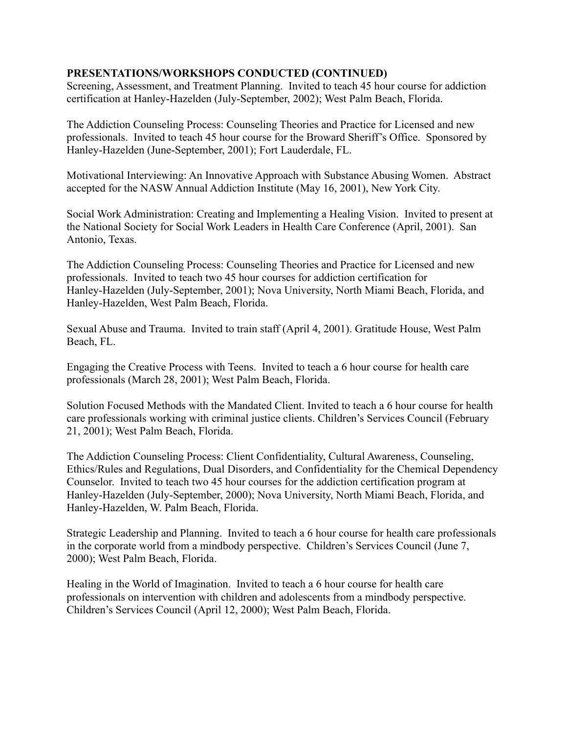**PRESENTATIONS/WORKSHOPS CONDUCTED (CONTINUED)**

Screening, Assessment, and Treatment Planning. Invited to teach 45 hour course for addiction certification at Hanley-Hazelden (July-September, 2002); West Palm Beach, Florida.

The Addiction Counseling Process: Counseling Theories and Practice for Licensed and new professionals. Invited to teach 45 hour course for the Broward Sheriff's Office. Sponsored by Hanley-Hazelden (June-September, 2001); Fort Lauderdale, FL.

Motivational Interviewing: An Innovative Approach with Substance Abusing Women. Abstract accepted for the NASW Annual Addiction Institute (May 16, 2001), New York City.

Social Work Administration: Creating and Implementing a Healing Vision. Invited to present at the National Society for Social Work Leaders in Health Care Conference (April, 2001). San Antonio, Texas.

The Addiction Counseling Process: Counseling Theories and Practice for Licensed and new professionals. Invited to teach two 45 hour courses for addiction certification for Hanley-Hazelden (July-September, 2001); Nova University, North Miami Beach, Florida, and Hanley-Hazelden, West Palm Beach, Florida.

Sexual Abuse and Trauma. Invited to train staff (April 4, 2001). Gratitude House, West Palm Beach, FL.

Engaging the Creative Process with Teens. Invited to teach a 6 hour course for health care professionals (March 28, 2001); West Palm Beach, Florida.

Solution Focused Methods with the Mandated Client. Invited to teach a 6 hour course for health care professionals working with criminal justice clients. Children's Services Council (February 21, 2001); West Palm Beach, Florida.

The Addiction Counseling Process: Client Confidentiality, Cultural Awareness, Counseling, Ethics/Rules and Regulations, Dual Disorders, and Confidentiality for the Chemical Dependency Counselor. Invited to teach two 45 hour courses for the addiction certification program at Hanley-Hazelden (July-September, 2000); Nova University, North Miami Beach, Florida, and Hanley-Hazelden, W. Palm Beach, Florida.

Strategic Leadership and Planning. Invited to teach a 6 hour course for health care professionals in the corporate world from a mindbody perspective. Children's Services Council (June 7, 2000); West Palm Beach, Florida.

Healing in the World of Imagination. Invited to teach a 6 hour course for health care professionals on intervention with children and adolescents from a mindbody perspective. Children's Services Council (April 12, 2000); West Palm Beach, Florida.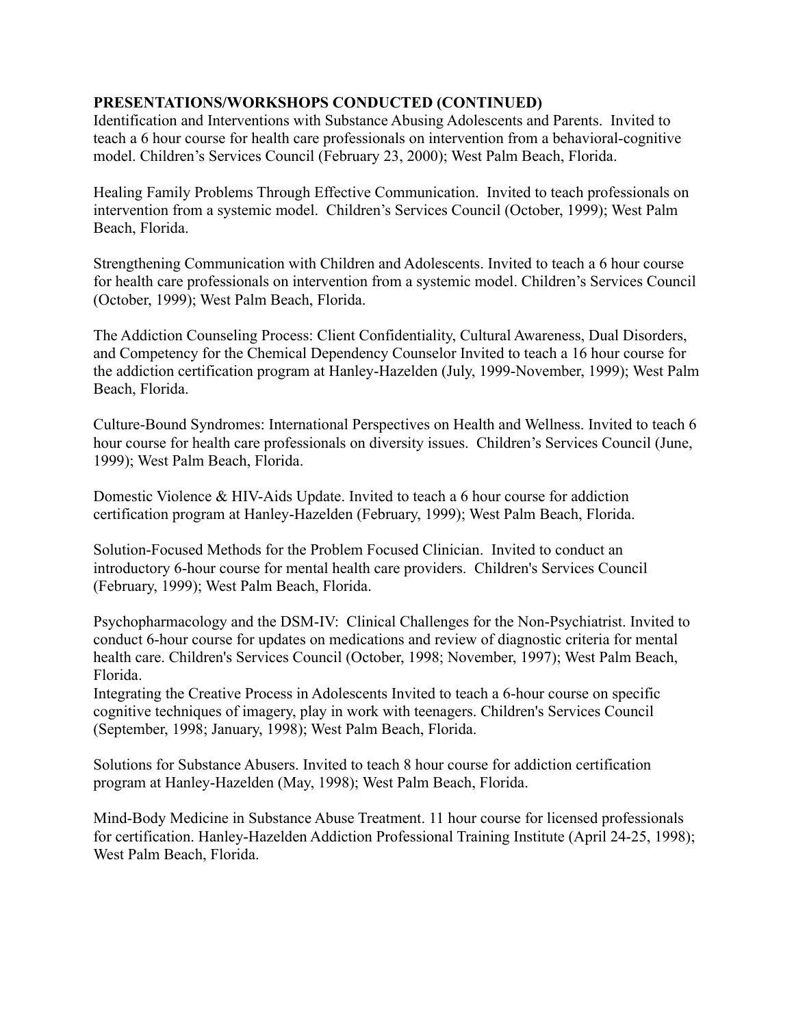**PRESENTATIONS/WORKSHOPS CONDUCTED (CONTINUED)**

Identification and Interventions with Substance Abusing Adolescents and Parents. Invited to teach a 6 hour course for health care professionals on intervention from a behavioral-cognitive model. Children's Services Council (February 23, 2000); West Palm Beach, Florida.

Healing Family Problems Through Effective Communication. Invited to teach professionals on intervention from a systemic model. Children's Services Council (October, 1999); West Palm Beach, Florida.

Strengthening Communication with Children and Adolescents. Invited to teach a 6 hour course for health care professionals on intervention from a systemic model. Children's Services Council (October, 1999); West Palm Beach, Florida.

The Addiction Counseling Process: Client Confidentiality, Cultural Awareness, Dual Disorders, and Competency for the Chemical Dependency Counselor Invited to teach a 16 hour course for the addiction certification program at Hanley-Hazelden (July, 1999-November, 1999); West Palm Beach, Florida.

Culture-Bound Syndromes: International Perspectives on Health and Wellness. Invited to teach 6 hour course for health care professionals on diversity issues. Children's Services Council (June, 1999); West Palm Beach, Florida.

Domestic Violence & HIV-Aids Update. Invited to teach a 6 hour course for addiction certification program at Hanley-Hazelden (February, 1999); West Palm Beach, Florida.

Solution-Focused Methods for the Problem Focused Clinician. Invited to conduct an introductory 6-hour course for mental health care providers. Children's Services Council (February, 1999); West Palm Beach, Florida.

Psychopharmacology and the DSM-IV: Clinical Challenges for the Non-Psychiatrist. Invited to conduct 6-hour course for updates on medications and review of diagnostic criteria for mental health care. Children's Services Council (October, 1998; November, 1997); West Palm Beach, Florida.

Integrating the Creative Process in Adolescents Invited to teach a 6-hour course on specific cognitive techniques of imagery, play in work with teenagers. Children's Services Council (September, 1998; January, 1998); West Palm Beach, Florida.

Solutions for Substance Abusers. Invited to teach 8 hour course for addiction certification program at Hanley-Hazelden (May, 1998); West Palm Beach, Florida.

Mind-Body Medicine in Substance Abuse Treatment. 11 hour course for licensed professionals for certification. Hanley-Hazelden Addiction Professional Training Institute (April 24-25, 1998); West Palm Beach, Florida.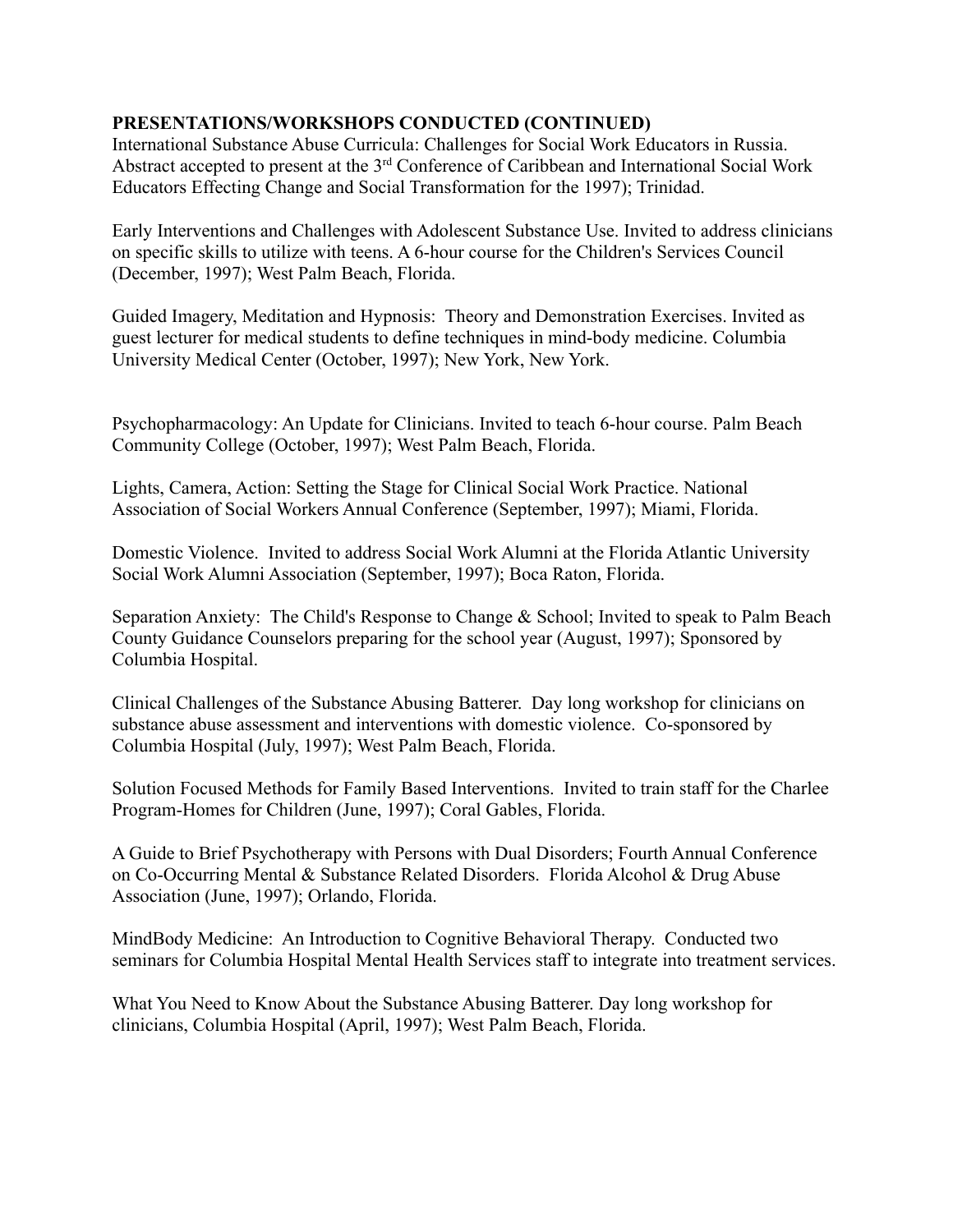**PRESENTATIONS/WORKSHOPS CONDUCTED (CONTINUED)**

International Substance Abuse Curricula: Challenges for Social Work Educators in Russia. Abstract accepted to present at the 3rd Conference of Caribbean and International Social Work Educators Effecting Change and Social Transformation for the 1997); Trinidad.

Early Interventions and Challenges with Adolescent Substance Use. Invited to address clinicians on specific skills to utilize with teens. A 6-hour course for the Children's Services Council (December, 1997); West Palm Beach, Florida.

Guided Imagery, Meditation and Hypnosis: Theory and Demonstration Exercises. Invited as guest lecturer for medical students to define techniques in mind-body medicine. Columbia University Medical Center (October, 1997); New York, New York.

Psychopharmacology: An Update for Clinicians. Invited to teach 6-hour course. Palm Beach Community College (October, 1997); West Palm Beach, Florida.

Lights, Camera, Action: Setting the Stage for Clinical Social Work Practice. National Association of Social Workers Annual Conference (September, 1997); Miami, Florida.

Domestic Violence. Invited to address Social Work Alumni at the Florida Atlantic University Social Work Alumni Association (September, 1997); Boca Raton, Florida.

Separation Anxiety: The Child's Response to Change & School; Invited to speak to Palm Beach County Guidance Counselors preparing for the school year (August, 1997); Sponsored by Columbia Hospital.

Clinical Challenges of the Substance Abusing Batterer. Day long workshop for clinicians on substance abuse assessment and interventions with domestic violence. Co-sponsored by Columbia Hospital (July, 1997); West Palm Beach, Florida.

Solution Focused Methods for Family Based Interventions. Invited to train staff for the Charlee Program-Homes for Children (June, 1997); Coral Gables, Florida.

A Guide to Brief Psychotherapy with Persons with Dual Disorders; Fourth Annual Conference on Co-Occurring Mental & Substance Related Disorders. Florida Alcohol & Drug Abuse Association (June, 1997); Orlando, Florida.

MindBody Medicine: An Introduction to Cognitive Behavioral Therapy. Conducted two seminars for Columbia Hospital Mental Health Services staff to integrate into treatment services.

What You Need to Know About the Substance Abusing Batterer. Day long workshop for clinicians, Columbia Hospital (April, 1997); West Palm Beach, Florida.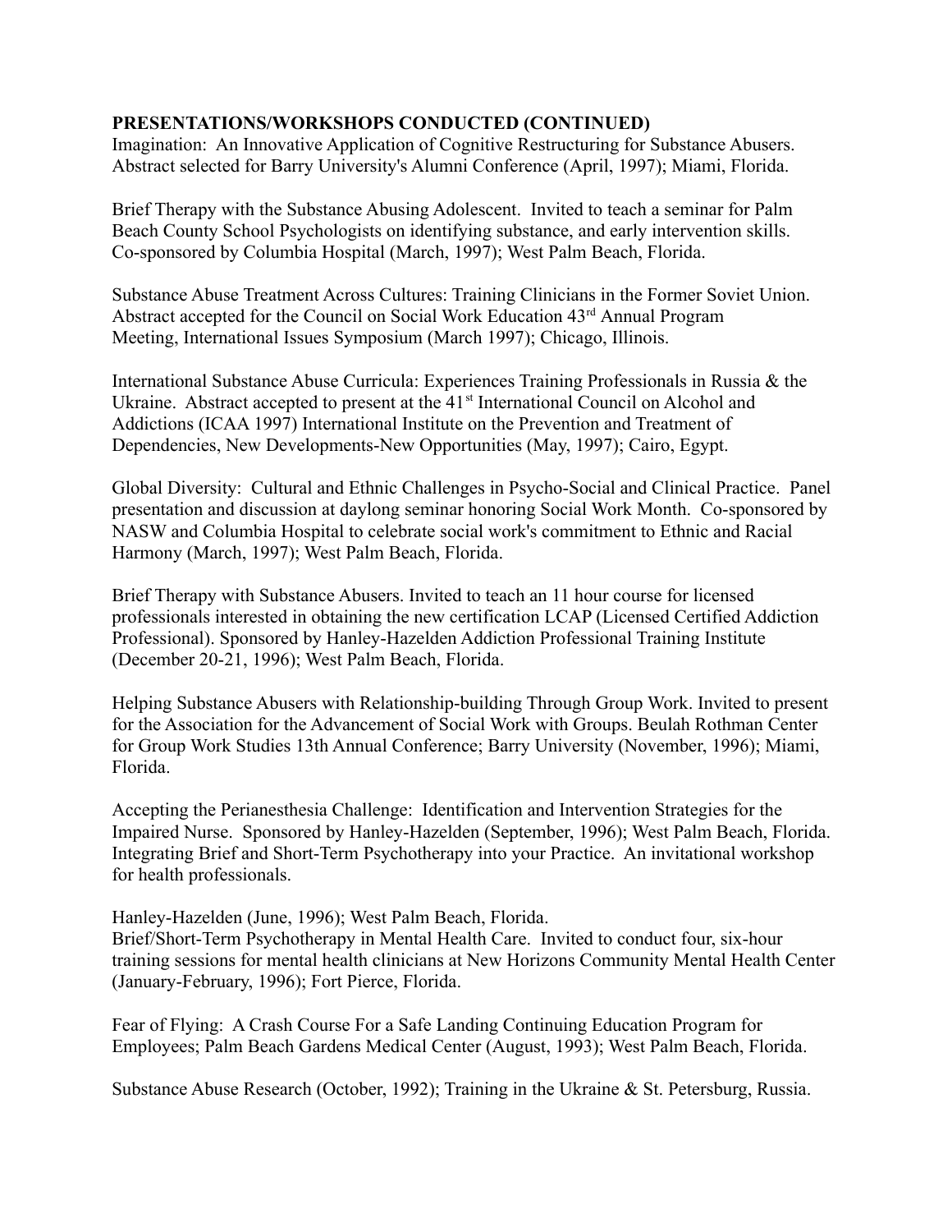**PRESENTATIONS/WORKSHOPS CONDUCTED (CONTINUED)**

Imagination: An Innovative Application of Cognitive Restructuring for Substance Abusers. Abstract selected for Barry University's Alumni Conference (April, 1997); Miami, Florida.

Brief Therapy with the Substance Abusing Adolescent. Invited to teach a seminar for Palm Beach County School Psychologists on identifying substance, and early intervention skills. Co-sponsored by Columbia Hospital (March, 1997); West Palm Beach, Florida.

Substance Abuse Treatment Across Cultures: Training Clinicians in the Former Soviet Union. Abstract accepted for the Council on Social Work Education 43rd Annual Program Meeting, International Issues Symposium (March 1997); Chicago, Illinois.

International Substance Abuse Curricula: Experiences Training Professionals in Russia & the Ukraine. Abstract accepted to present at the 41st International Council on Alcohol and Addictions (ICAA 1997) International Institute on the Prevention and Treatment of Dependencies, New Developments-New Opportunities (May, 1997); Cairo, Egypt.

Global Diversity: Cultural and Ethnic Challenges in Psycho-Social and Clinical Practice. Panel presentation and discussion at daylong seminar honoring Social Work Month. Co-sponsored by NASW and Columbia Hospital to celebrate social work's commitment to Ethnic and Racial Harmony (March, 1997); West Palm Beach, Florida.

Brief Therapy with Substance Abusers. Invited to teach an 11 hour course for licensed professionals interested in obtaining the new certification LCAP (Licensed Certified Addiction Professional). Sponsored by Hanley-Hazelden Addiction Professional Training Institute (December 20-21, 1996); West Palm Beach, Florida.

Helping Substance Abusers with Relationship-building Through Group Work. Invited to present for the Association for the Advancement of Social Work with Groups. Beulah Rothman Center for Group Work Studies 13th Annual Conference; Barry University (November, 1996); Miami, Florida.

Accepting the Perianesthesia Challenge: Identification and Intervention Strategies for the Impaired Nurse. Sponsored by Hanley-Hazelden (September, 1996); West Palm Beach, Florida. Integrating Brief and Short-Term Psychotherapy into your Practice. An invitational workshop for health professionals.

Hanley-Hazelden (June, 1996); West Palm Beach, Florida.
Brief/Short-Term Psychotherapy in Mental Health Care. Invited to conduct four, six-hour training sessions for mental health clinicians at New Horizons Community Mental Health Center (January-February, 1996); Fort Pierce, Florida.

Fear of Flying: A Crash Course For a Safe Landing Continuing Education Program for Employees; Palm Beach Gardens Medical Center (August, 1993); West Palm Beach, Florida.

Substance Abuse Research (October, 1992); Training in the Ukraine & St. Petersburg, Russia.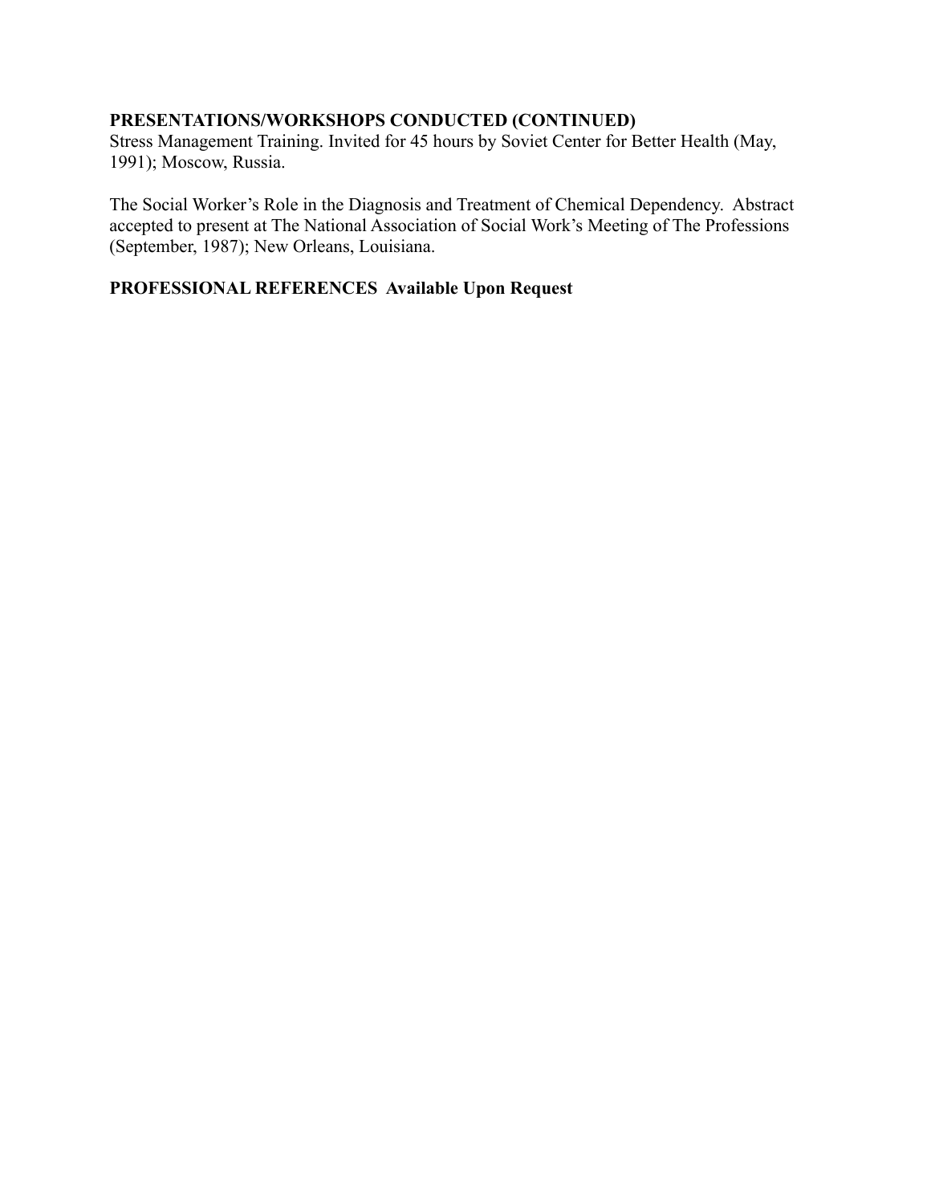**PRESENTATIONS/WORKSHOPS CONDUCTED (CONTINUED)**

Stress Management Training. Invited for 45 hours by Soviet Center for Better Health (May, 1991); Moscow, Russia.

The Social Worker's Role in the Diagnosis and Treatment of Chemical Dependency. Abstract accepted to present at The National Association of Social Work's Meeting of The Professions (September, 1987); New Orleans, Louisiana.

**PROFESSIONAL REFERENCES Available Upon Request**